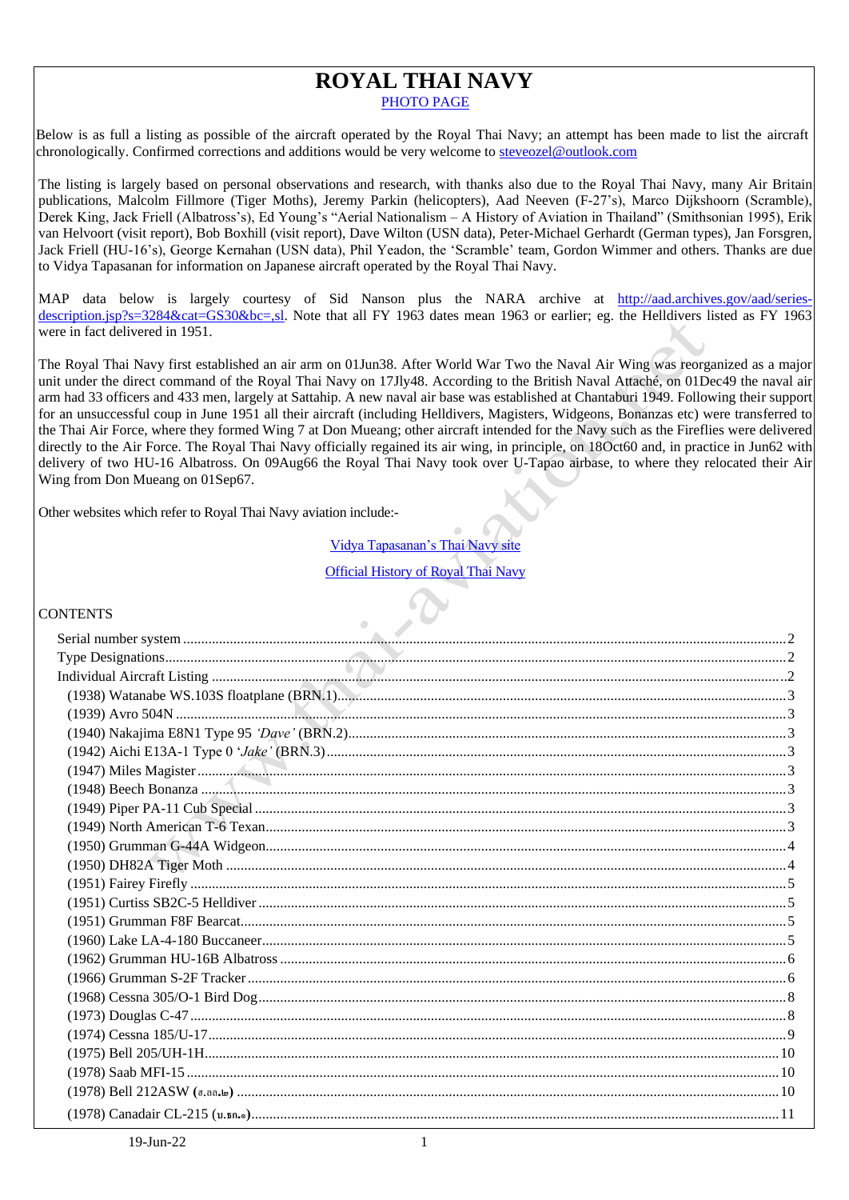# ROYAL THAI NAVY

[PHOTO PAGE]

Below is as full a listing as possible of the aircraft operated by the Royal Thai Navy; an attempt has been made to list the aircraft chronologically. Confirmed corrections and additions would be very welcome to steveozel@outlook.com

The listing is largely based on personal observations and research, with thanks also due to the Royal Thai Navy, many Air Britain publications, Malcolm Fillmore (Tiger Moths), Jeremy Parkin (helicopters), Aad Neeven (F-27's), Marco Dijkshoorn (Scramble), Derek King, Jack Friell (Albatross's), Ed Young's "Aerial Nationalism – A History of Aviation in Thailand" (Smithsonian 1995), Erik van Helvoort (visit report), Bob Boxhill (visit report), Dave Wilton (USN data), Peter-Michael Gerhardt (German types), Jan Forsgren, Jack Friell (HU-16's), George Kernahan (USN data), Phil Yeadon, the 'Scramble' team, Gordon Wimmer and others. Thanks are due to Vidya Tapasanan for information on Japanese aircraft operated by the Royal Thai Navy.

MAP data below is largely courtesy of Sid Nanson plus the NARA archive at http://aad.archives.gov/aad/series-description.jsp?s=3284&cat=GS30&bc=,sl. Note that all FY 1963 dates mean 1963 or earlier; eg. the Helldivers listed as FY 1963 were in fact delivered in 1951.

The Royal Thai Navy first established an air arm on 01Jun38. After World War Two the Naval Air Wing was reorganized as a major unit under the direct command of the Royal Thai Navy on 17Jly48. According to the British Naval Attaché, on 01Dec49 the naval air arm had 33 officers and 433 men, largely at Sattahip. A new naval air base was established at Chantaburi 1949. Following their support for an unsuccessful coup in June 1951 all their aircraft (including Helldivers, Magisters, Widgeons, Bonanzas etc) were transferred to the Thai Air Force, where they formed Wing 7 at Don Mueang; other aircraft intended for the Navy such as the Fireflies were delivered directly to the Air Force. The Royal Thai Navy officially regained its air wing, in principle, on 18Oct60 and, in practice in Jun62 with delivery of two HU-16 Albatross. On 09Aug66 the Royal Thai Navy took over U-Tapao airbase, to where they relocated their Air Wing from Don Mueang on 01Sep67.

Other websites which refer to Royal Thai Navy aviation include:-

[Vidya Tapasanan's Thai Navy site]

[Official History of Royal Thai Navy]

CONTENTS

- Serial number system ... 2
- Type Designations ... 2
- Individual Aircraft Listing ... 2
  - (1938) Watanabe WS.103S floatplane (BRN.1) ... 3
  - (1939) Avro 504N ... 3
  - (1940) Nakajima E8N1 Type 95 *'Dave'* (BRN.2) ... 3
  - (1942) Aichi E13A-1 Type 0 '*Jake*' (BRN.3) ... 3
  - (1947) Miles Magister ... 3
  - (1948) Beech Bonanza ... 3
  - (1949) Piper PA-11 Cub Special ... 3
  - (1949) North American T-6 Texan ... 3
  - (1950) Grumman G-44A Widgeon ... 4
  - (1950) DH82A Tiger Moth ... 4
  - (1951) Fairey Firefly ... 5
  - (1951) Curtiss SB2C-5 Helldiver ... 5
  - (1951) Grumman F8F Bearcat ... 5
  - (1960) Lake LA-4-180 Buccaneer ... 5
  - (1962) Grumman HU-16B Albatross ... 6
  - (1966) Grumman S-2F Tracker ... 6
  - (1968) Cessna 305/O-1 Bird Dog ... 8
  - (1973) Douglas C-47 ... 8
  - (1974) Cessna 185/U-17 ... 9
  - (1975) Bell 205/UH-1H ... 10
  - (1978) Saab MFI-15 ... 10
  - (1978) Bell 212ASW (ฮ.ลล.๒) ... 10
  - (1978) Canadair CL-215 (บ.รก.๑) ... 11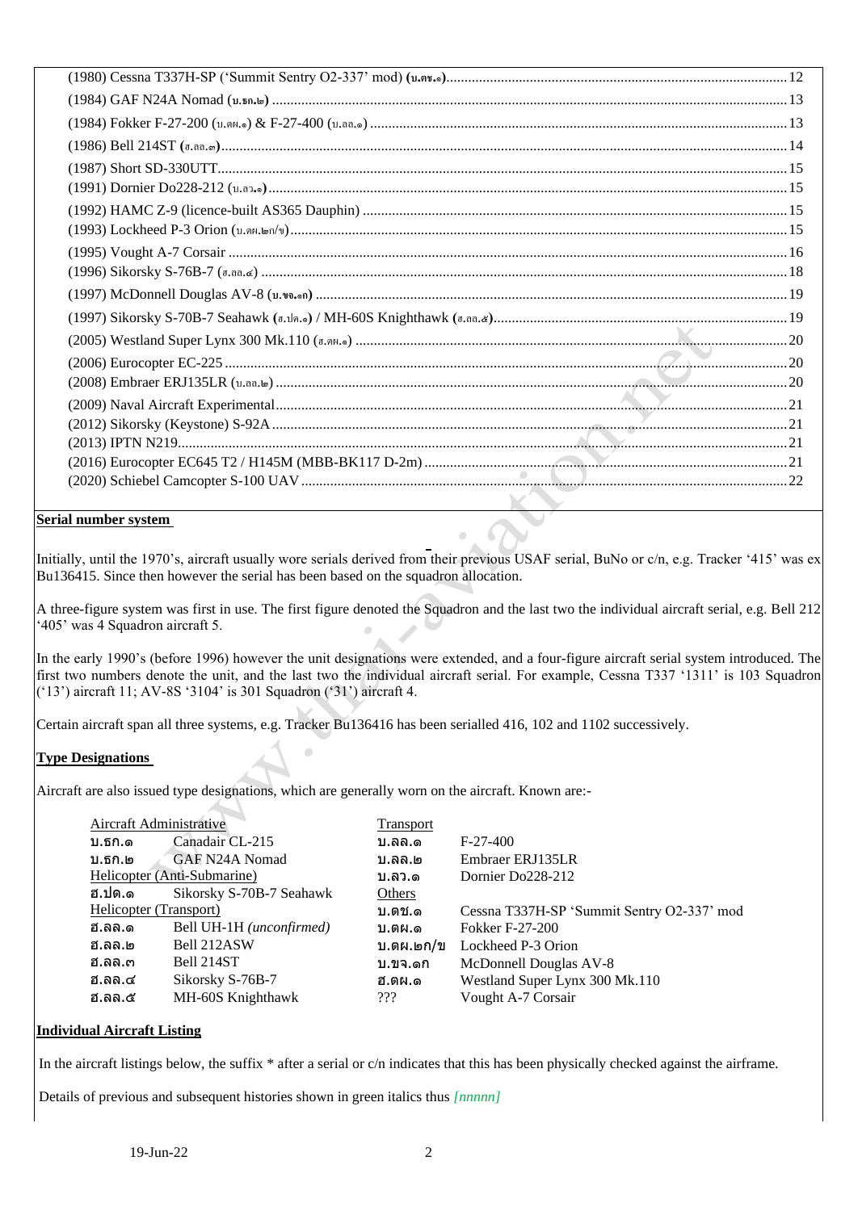(1980) Cessna T337H-SP ('Summit Sentry O2-337' mod) (บ.ตข.๑) .......... 12
(1984) GAF N24A Nomad (บ.ธก.๒) .......... 13
(1984) Fokker F-27-200 (บ.ตผ.๑) & F-27-400 (บ.ลล.๑) .......... 13
(1986) Bell 214ST (ฮ.ลล.๓) .......... 14
(1987) Short SD-330UTT .......... 15
(1991) Dornier Do228-212 (บ.ลว.๑) .......... 15
(1992) HAMC Z-9 (licence-built AS365 Dauphin) .......... 15
(1993) Lockheed P-3 Orion (บ.ตผ.๒ก/ข) .......... 15
(1995) Vought A-7 Corsair .......... 16
(1996) Sikorsky S-76B-7 (ฮ.ลล.๔) .......... 18
(1997) McDonnell Douglas AV-8 (บ.ขจ.๑ก) .......... 19
(1997) Sikorsky S-70B-7 Seahawk (ฮ.ปด.๑) / MH-60S Knighthawk (ฮ.ลล.๕) .......... 19
(2005) Westland Super Lynx 300 Mk.110 (ฮ.ตผ.๑) .......... 20
(2006) Eurocopter EC-225 .......... 20
(2008) Embraer ERJ135LR (บ.ลล.๒) .......... 20
(2009) Naval Aircraft Experimental .......... 21
(2012) Sikorsky (Keystone) S-92A .......... 21
(2013) IPTN N219 .......... 21
(2016) Eurocopter EC645 T2 / H145M (MBB-BK117 D-2m) .......... 21
(2020) Schiebel Camcopter S-100 UAV .......... 22

## Serial number system

Initially, until the 1970's, aircraft usually wore serials derived from their previous USAF serial, BuNo or c/n, e.g. Tracker '415' was ex Bu136415. Since then however the serial has been based on the squadron allocation.

A three-figure system was first in use. The first figure denoted the Squadron and the last two the individual aircraft serial, e.g. Bell 212 '405' was 4 Squadron aircraft 5.

In the early 1990's (before 1996) however the unit designations were extended, and a four-figure aircraft serial system introduced. The first two numbers denote the unit, and the last two the individual aircraft serial. For example, Cessna T337 '1311' is 103 Squadron ('13') aircraft 11; AV-8S '3104' is 301 Squadron ('31') aircraft 4.

Certain aircraft span all three systems, e.g. Tracker Bu136416 has been serialled 416, 102 and 1102 successively.

## Type Designations

Aircraft are also issued type designations, which are generally worn on the aircraft. Known are:-

| Aircraft Administrative | | Transport | |
|---|---|---|---|
| บ.ธก.๑ | Canadair CL-215 | บ.ลล.๑ | F-27-400 |
| บ.ธก.๒ | GAF N24A Nomad | บ.ลล.๒ | Embraer ERJ135LR |
| Helicopter (Anti-Submarine) | | บ.ลว.๑ | Dornier Do228-212 |
| ฮ.ปด.๑ | Sikorsky S-70B-7 Seahawk | Others | |
| Helicopter (Transport) | | บ.ตช.๑ | Cessna T337H-SP 'Summit Sentry O2-337' mod |
| ฮ.ลล.๑ | Bell UH-1H *(unconfirmed)* | บ.ตผ.๑ | Fokker F-27-200 |
| ฮ.ลล.๒ | Bell 212ASW | บ.ตผ.๒ก/ข | Lockheed P-3 Orion |
| ฮ.ลล.๓ | Bell 214ST | บ.ขจ.๑ก | McDonnell Douglas AV-8 |
| ฮ.ลล.๔ | Sikorsky S-76B-7 | ฮ.ตผ.๑ | Westland Super Lynx 300 Mk.110 |
| ฮ.ลล.๕ | MH-60S Knighthawk | ??? | Vought A-7 Corsair |

## Individual Aircraft Listing

In the aircraft listings below, the suffix * after a serial or c/n indicates that this has been physically checked against the airframe.

Details of previous and subsequent histories shown in green italics thus *[nnnnn]*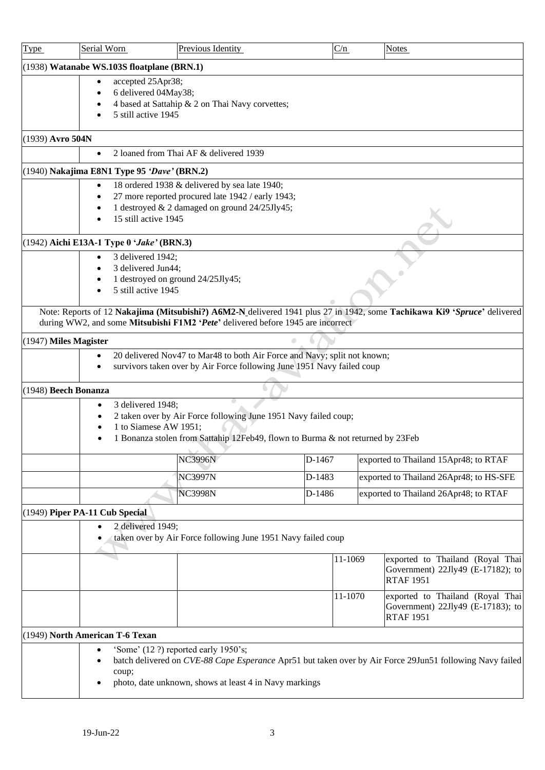| Type | Serial Worn | Previous Identity | C/n | Notes |
|---|---|---|---|---|
| (1938) **Watanabe WS.103S floatplane (BRN.1)** | | | | |
| | • accepted 25Apr38;<br>• 6 delivered 04May38;<br>• 4 based at Sattahip & 2 on Thai Navy corvettes;<br>• 5 still active 1945 | | | |
| (1939) **Avro 504N** | | | | |
| | • 2 loaned from Thai AF & delivered 1939 | | | |
| (1940) **Nakajima E8N1 Type 95 *'Dave'* (BRN.2)** | | | | |
| | • 18 ordered 1938 & delivered by sea late 1940;<br>• 27 more reported procured late 1942 / early 1943;<br>• 1 destroyed & 2 damaged on ground 24/25Jly45;<br>• 15 still active 1945 | | | |
| (1942) **Aichi E13A-1 Type 0 '*Jake'* (BRN.3)** | | | | |
| | • 3 delivered 1942;<br>• 3 delivered Jun44;<br>• 1 destroyed on ground 24/25Jly45;<br>• 5 still active 1945 | | | |
| | Note: Reports of 12 **Nakajima (Mitsubishi?) A6M2-N** delivered 1941 plus 27 in 1942, some **Tachikawa Ki9 '*Spruce*'** delivered during WW2, and some **Mitsubishi F1M2 '*Pete*'** delivered before 1945 are incorrect | | | |
| (1947) **Miles Magister** | | | | |
| | • 20 delivered Nov47 to Mar48 to both Air Force and Navy; split not known;<br>• survivors taken over by Air Force following June 1951 Navy failed coup | | | |
| (1948) **Beech Bonanza** | | | | |
| | • 3 delivered 1948;<br>• 2 taken over by Air Force following June 1951 Navy failed coup;<br>• 1 to Siamese AW 1951;<br>• 1 Bonanza stolen from Sattahip 12Feb49, flown to Burma & not returned by 23Feb | | | |
| | | NC3996N | D-1467 | exported to Thailand 15Apr48; to RTAF |
| | | NC3997N | D-1483 | exported to Thailand 26Apr48; to HS-SFE |
| | | NC3998N | D-1486 | exported to Thailand 26Apr48; to RTAF |
| (1949) **Piper PA-11 Cub Special** | | | | |
| | • 2 delivered 1949;<br>• taken over by Air Force following June 1951 Navy failed coup | | | |
| | | | 11-1069 | exported to Thailand (Royal Thai Government) 22Jly49 (E-17182); to RTAF 1951 |
| | | | 11-1070 | exported to Thailand (Royal Thai Government) 22Jly49 (E-17183); to RTAF 1951 |
| (1949) **North American T-6 Texan** | | | | |
| | • 'Some' (12 ?) reported early 1950's;<br>• batch delivered on *CVE-88 Cape Esperance* Apr51 but taken over by Air Force 29Jun51 following Navy failed coup;<br>• photo, date unknown, shows at least 4 in Navy markings | | | |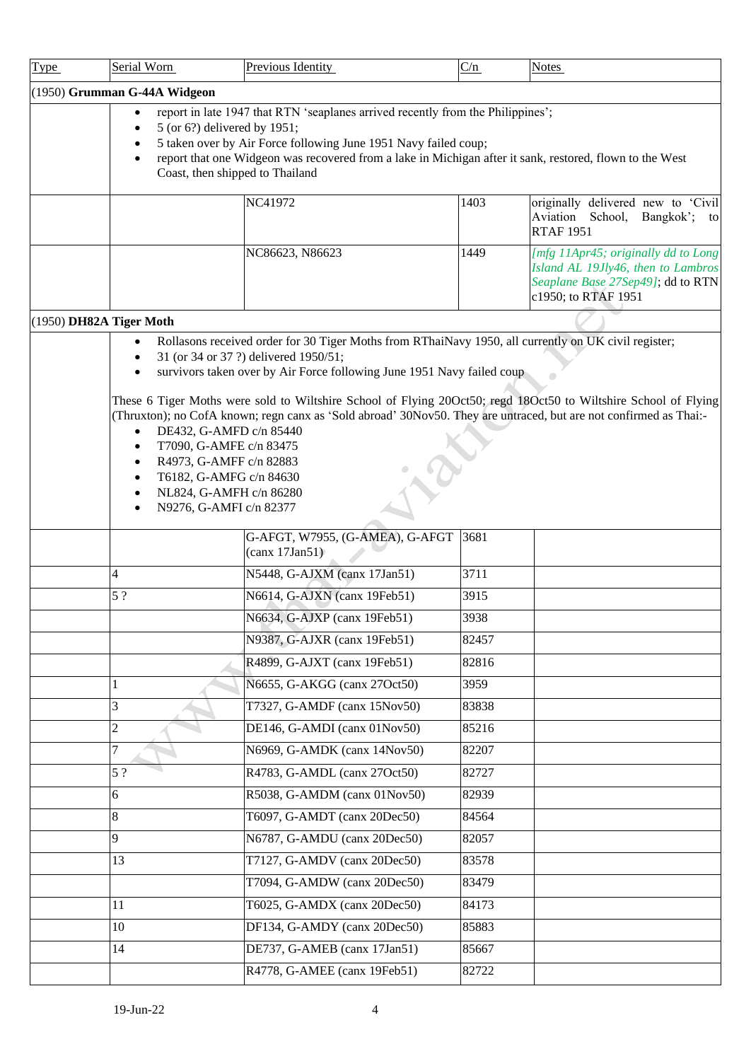| Type | Serial Worn | Previous Identity | C/n | Notes |
|---|---|---|---|---|
| (1950) **Grumman G-44A Widgeon** | | | | |
| | • report in late 1947 that RTN 'seaplanes arrived recently from the Philippines';<br>• 5 (or 6?) delivered by 1951;<br>• 5 taken over by Air Force following June 1951 Navy failed coup;<br>• report that one Widgeon was recovered from a lake in Michigan after it sank, restored, flown to the West Coast, then shipped to Thailand | | | |
| | | NC41972 | 1403 | originally delivered new to 'Civil Aviation School, Bangkok'; to RTAF 1951 |
| | | NC86623, N86623 | 1449 | *[mfg 11Apr45; originally dd to Long Island AL 19Jly46, then to Lambros Seaplane Base 27Sep49]*; dd to RTN c1950; to RTAF 1951 |
| (1950) **DH82A Tiger Moth** | | | | |
| | • Rollasons received order for 30 Tiger Moths from RThaiNavy 1950, all currently on UK civil register;<br>• 31 (or 34 or 37 ?) delivered 1950/51;<br>• survivors taken over by Air Force following June 1951 Navy failed coup<br><br>These 6 Tiger Moths were sold to Wiltshire School of Flying 20Oct50; regd 18Oct50 to Wiltshire School of Flying (Thruxton); no CofA known; regn canx as 'Sold abroad' 30Nov50. They are untraced, but are not confirmed as Thai:-<br>• DE432, G-AMFD c/n 85440<br>• T7090, G-AMFE c/n 83475<br>• R4973, G-AMFF c/n 82883<br>• T6182, G-AMFG c/n 84630<br>• NL824, G-AMFH c/n 86280<br>• N9276, G-AMFI c/n 82377 | | | |
| | | G-AFGT, W7955, (G-AMEA), G-AFGT (canx 17Jan51) | 3681 | |
| | 4 | N5448, G-AJXM (canx 17Jan51) | 3711 | |
| | 5 ? | N6614, G-AJXN (canx 19Feb51) | 3915 | |
| | | N6634, G-AJXP (canx 19Feb51) | 3938 | |
| | | N9387, G-AJXR (canx 19Feb51) | 82457 | |
| | | R4899, G-AJXT (canx 19Feb51) | 82816 | |
| | 1 | N6655, G-AKGG (canx 27Oct50) | 3959 | |
| | 3 | T7327, G-AMDF (canx 15Nov50) | 83838 | |
| | 2 | DE146, G-AMDI (canx 01Nov50) | 85216 | |
| | 7 | N6969, G-AMDK (canx 14Nov50) | 82207 | |
| | 5 ? | R4783, G-AMDL (canx 27Oct50) | 82727 | |
| | 6 | R5038, G-AMDM (canx 01Nov50) | 82939 | |
| | 8 | T6097, G-AMDT (canx 20Dec50) | 84564 | |
| | 9 | N6787, G-AMDU (canx 20Dec50) | 82057 | |
| | 13 | T7127, G-AMDV (canx 20Dec50) | 83578 | |
| | | T7094, G-AMDW (canx 20Dec50) | 83479 | |
| | 11 | T6025, G-AMDX (canx 20Dec50) | 84173 | |
| | 10 | DF134, G-AMDY (canx 20Dec50) | 85883 | |
| | 14 | DE737, G-AMEB (canx 17Jan51) | 85667 | |
| | | R4778, G-AMEE (canx 19Feb51) | 82722 | |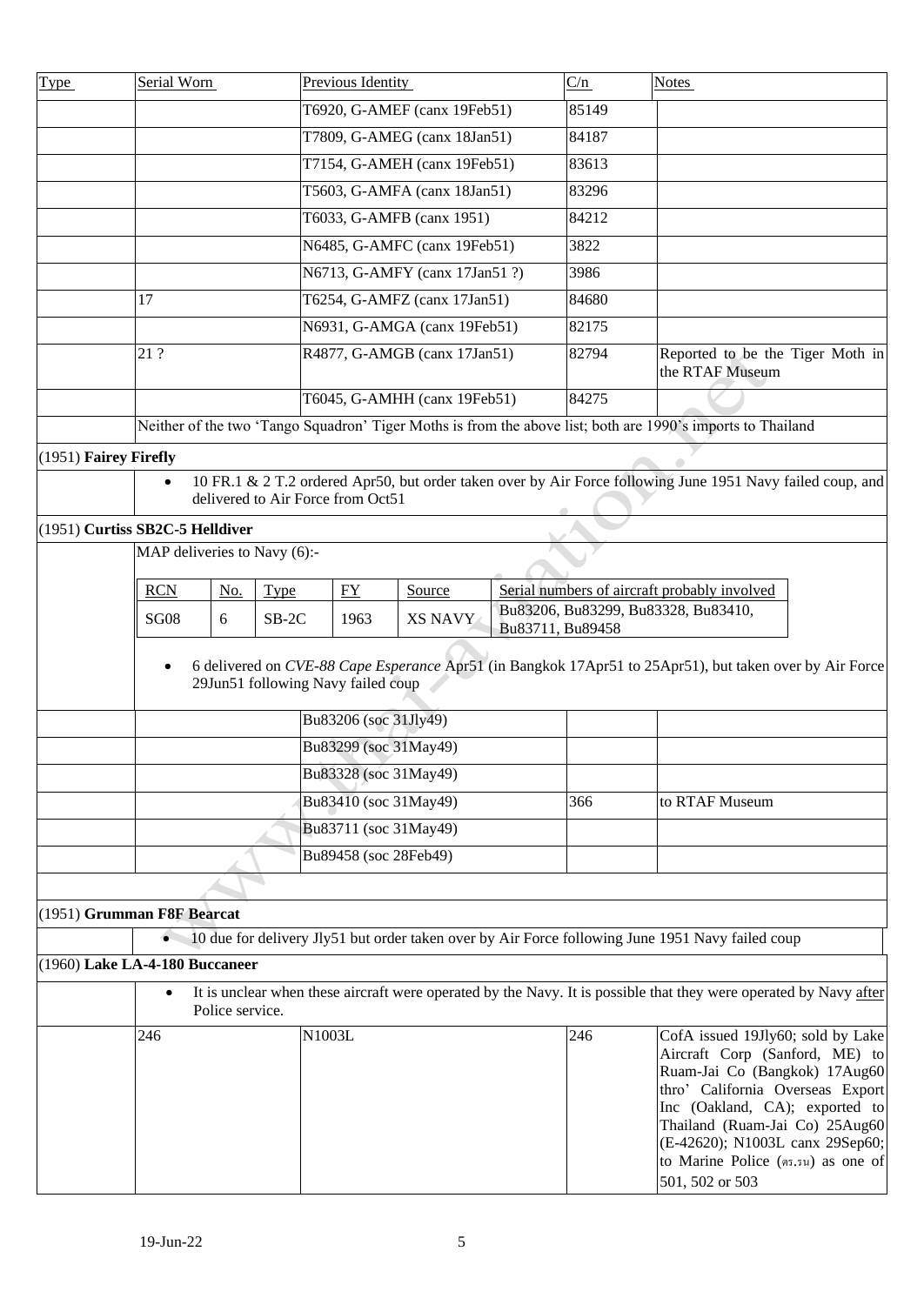| Type | Serial Worn | Previous Identity | C/n | Notes |
|---|---|---|---|---|
| | | T6920, G-AMEF (canx 19Feb51) | 85149 | |
| | | T7809, G-AMEG (canx 18Jan51) | 84187 | |
| | | T7154, G-AMEH (canx 19Feb51) | 83613 | |
| | | T5603, G-AMFA (canx 18Jan51) | 83296 | |
| | | T6033, G-AMFB (canx 1951) | 84212 | |
| | | N6485, G-AMFC (canx 19Feb51) | 3822 | |
| | | N6713, G-AMFY (canx 17Jan51 ?) | 3986 | |
| | 17 | T6254, G-AMFZ (canx 17Jan51) | 84680 | |
| | | N6931, G-AMGA (canx 19Feb51) | 82175 | |
| | 21 ? | R4877, G-AMGB (canx 17Jan51) | 82794 | Reported to be the Tiger Moth in the RTAF Museum |
| | | T6045, G-AMHH (canx 19Feb51) | 84275 | |
| | Neither of the two 'Tango Squadron' Tiger Moths is from the above list; both are 1990's imports to Thailand | | | |
| (1951) **Fairey Firefly** | | | | |
| | • 10 FR.1 & 2 T.2 ordered Apr50, but order taken over by Air Force following June 1951 Navy failed coup, and delivered to Air Force from Oct51 | | | |
| (1951) **Curtiss SB2C-5 Helldiver** | | | | |
| | MAP deliveries to Navy (6):- | | | |

| RCN | No. | Type | FY | Source | Serial numbers of aircraft probably involved |
|---|---|---|---|---|---|
| SG08 | 6 | SB-2C | 1963 | XS NAVY | Bu83206, Bu83299, Bu83328, Bu83410, Bu83711, Bu89458 |

- 6 delivered on *CVE-88 Cape Esperance* Apr51 (in Bangkok 17Apr51 to 25Apr51), but taken over by Air Force 29Jun51 following Navy failed coup

| Type | Serial Worn | Previous Identity | C/n | Notes |
|---|---|---|---|---|
| | | Bu83206 (soc 31Jly49) | | |
| | | Bu83299 (soc 31May49) | | |
| | | Bu83328 (soc 31May49) | | |
| | | Bu83410 (soc 31May49) | 366 | to RTAF Museum |
| | | Bu83711 (soc 31May49) | | |
| | | Bu89458 (soc 28Feb49) | | |
| (1951) **Grumman F8F Bearcat** | | | | |
| | • 10 due for delivery Jly51 but order taken over by Air Force following June 1951 Navy failed coup | | | |
| (1960) **Lake LA-4-180 Buccaneer** | | | | |
| | • It is unclear when these aircraft were operated by the Navy. It is possible that they were operated by Navy <u>after</u> Police service. | | | |
| | 246 | N1003L | 246 | CofA issued 19Jly60; sold by Lake Aircraft Corp (Sanford, ME) to Ruam-Jai Co (Bangkok) 17Aug60 thro' California Overseas Export Inc (Oakland, CA); exported to Thailand (Ruam-Jai Co) 25Aug60 (E-42620); N1003L canx 29Sep60; to Marine Police (ตร.รน) as one of 501, 502 or 503 |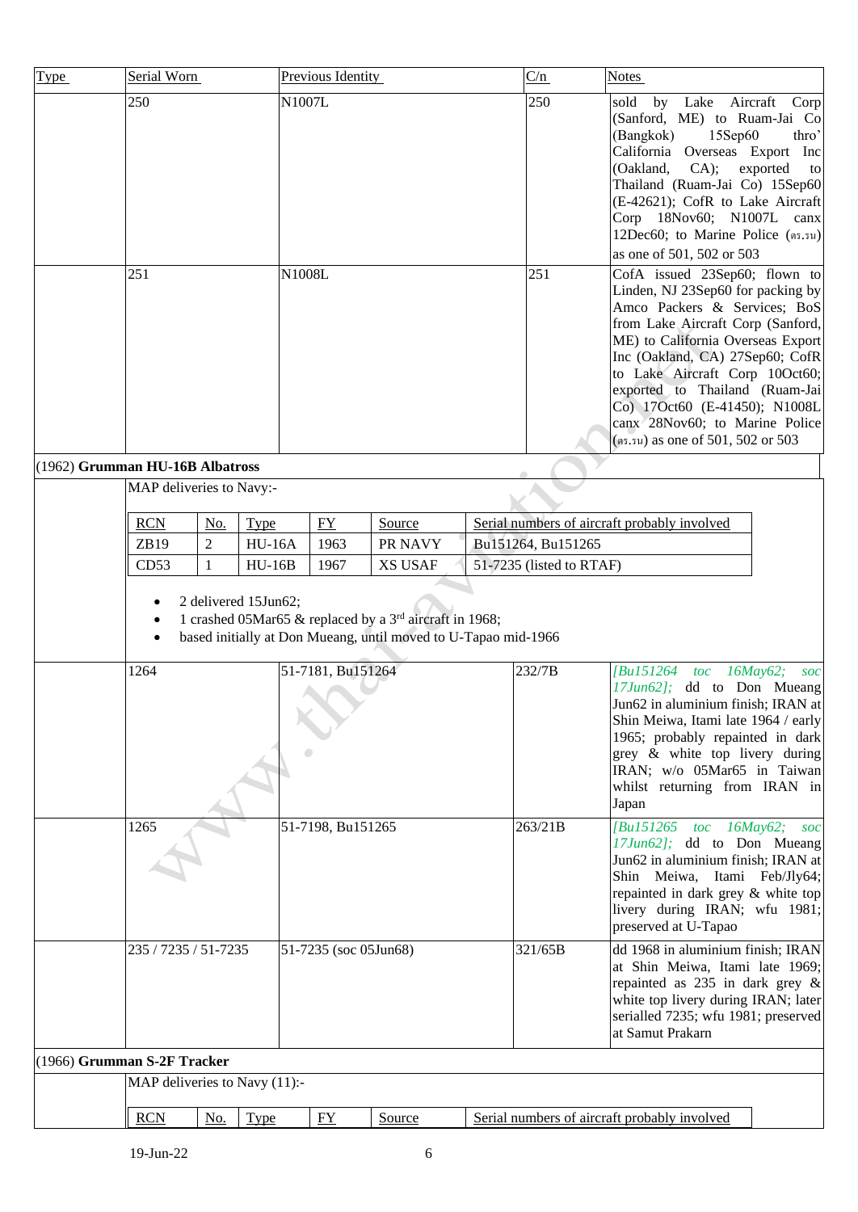| Type | Serial Worn | Previous Identity | C/n | Notes |
|---|---|---|---|---|
| | 250 | N1007L | 250 | sold by Lake Aircraft Corp (Sanford, ME) to Ruam-Jai Co (Bangkok) 15Sep60 thro' California Overseas Export Inc (Oakland, CA); exported to Thailand (Ruam-Jai Co) 15Sep60 (E-42621); CofR to Lake Aircraft Corp 18Nov60; N1007L canx 12Dec60; to Marine Police (ตร.รน) as one of 501, 502 or 503 |
| | 251 | N1008L | 251 | CofA issued 23Sep60; flown to Linden, NJ 23Sep60 for packing by Amco Packers & Services; BoS from Lake Aircraft Corp (Sanford, ME) to California Overseas Export Inc (Oakland, CA) 27Sep60; CofR to Lake Aircraft Corp 10Oct60; exported to Thailand (Ruam-Jai Co) 17Oct60 (E-41450); N1008L canx 28Nov60; to Marine Police (ตร.รน) as one of 501, 502 or 503 |

(1962) **Grumman HU-16B Albatross**

MAP deliveries to Navy:-

| RCN | No. | Type | FY | Source | Serial numbers of aircraft probably involved |
|---|---|---|---|---|---|
| ZB19 | 2 | HU-16A | 1963 | PR NAVY | Bu151264, Bu151265 |
| CD53 | 1 | HU-16B | 1967 | XS USAF | 51-7235 (listed to RTAF) |

- 2 delivered 15Jun62;
- 1 crashed 05Mar65 & replaced by a 3rd aircraft in 1968;
- based initially at Don Mueang, until moved to U-Tapao mid-1966

| Type | Serial Worn | Previous Identity | C/n | Notes |
|---|---|---|---|---|
| | 1264 | 51-7181, Bu151264 | 232/7B | *[Bu151264 toc 16May62; soc 17Jun62];* dd to Don Mueang Jun62 in aluminium finish; IRAN at Shin Meiwa, Itami late 1964 / early 1965; probably repainted in dark grey & white top livery during IRAN; w/o 05Mar65 in Taiwan whilst returning from IRAN in Japan |
| | 1265 | 51-7198, Bu151265 | 263/21B | *[Bu151265 toc 16May62; soc 17Jun62];* dd to Don Mueang Jun62 in aluminium finish; IRAN at Shin Meiwa, Itami Feb/Jly64; repainted in dark grey & white top livery during IRAN; wfu 1981; preserved at U-Tapao |
| | 235 / 7235 / 51-7235 | 51-7235 (soc 05Jun68) | 321/65B | dd 1968 in aluminium finish; IRAN at Shin Meiwa, Itami late 1969; repainted as 235 in dark grey & white top livery during IRAN; later serialled 7235; wfu 1981; preserved at Samut Prakarn |

(1966) **Grumman S-2F Tracker**

MAP deliveries to Navy (11):-

| RCN | No. | Type | FY | Source | Serial numbers of aircraft probably involved |
|---|---|---|---|---|---|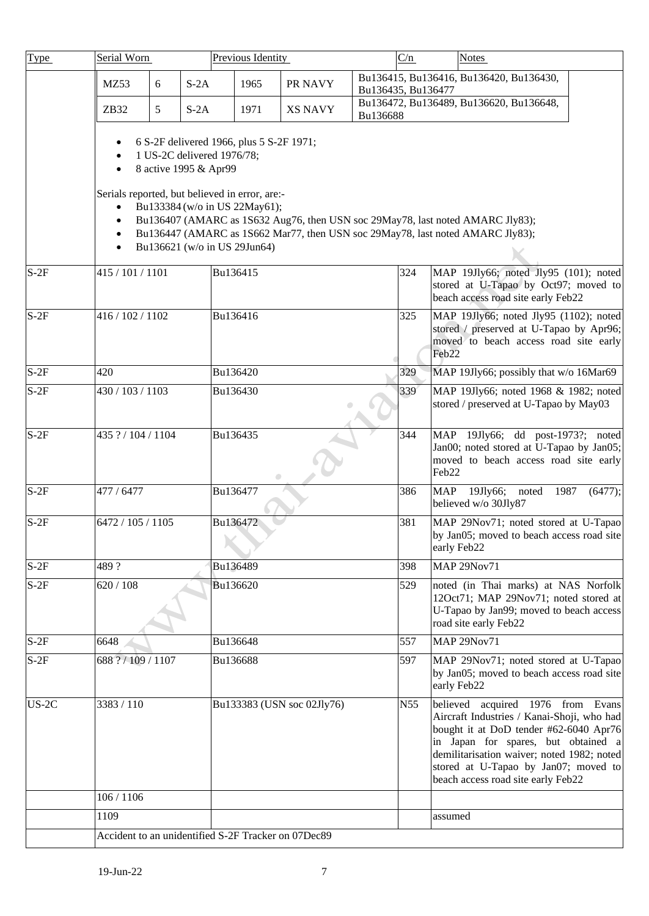| Type | Serial Worn | Previous Identity | C/n | Notes |
|---|---|---|---|---|

| | | | | | |
|---|---|---|---|---|---|
| MZ53 | 6 | S-2A | 1965 | PR NAVY | Bu136415, Bu136416, Bu136420, Bu136430, Bu136435, Bu136477 |
| ZB32 | 5 | S-2A | 1971 | XS NAVY | Bu136472, Bu136489, Bu136620, Bu136648, Bu136688 |

- 6 S-2F delivered 1966, plus 5 S-2F 1971;
- 1 US-2C delivered 1976/78;
- 8 active 1995 & Apr99

Serials reported, but believed in error, are:-

- Bu133384 (w/o in US 22May61);
- Bu136407 (AMARC as 1S632 Aug76, then USN soc 29May78, last noted AMARC Jly83);
- Bu136447 (AMARC as 1S662 Mar77, then USN soc 29May78, last noted AMARC Jly83);
- Bu136621 (w/o in US 29Jun64)

| Type | Serial Worn | Previous Identity | C/n | Notes |
|---|---|---|---|---|
| S-2F | 415 / 101 / 1101 | Bu136415 | 324 | MAP 19Jly66; noted Jly95 (101); noted stored at U-Tapao by Oct97; moved to beach access road site early Feb22 |
| S-2F | 416 / 102 / 1102 | Bu136416 | 325 | MAP 19Jly66; noted Jly95 (1102); noted stored / preserved at U-Tapao by Apr96; moved to beach access road site early Feb22 |
| S-2F | 420 | Bu136420 | 329 | MAP 19Jly66; possibly that w/o 16Mar69 |
| S-2F | 430 / 103 / 1103 | Bu136430 | 339 | MAP 19Jly66; noted 1968 & 1982; noted stored / preserved at U-Tapao by May03 |
| S-2F | 435 ? / 104 / 1104 | Bu136435 | 344 | MAP 19Jly66; dd post-1973?; noted Jan00; noted stored at U-Tapao by Jan05; moved to beach access road site early Feb22 |
| S-2F | 477 / 6477 | Bu136477 | 386 | MAP 19Jly66; noted 1987 (6477); believed w/o 30Jly87 |
| S-2F | 6472 / 105 / 1105 | Bu136472 | 381 | MAP 29Nov71; noted stored at U-Tapao by Jan05; moved to beach access road site early Feb22 |
| S-2F | 489 ? | Bu136489 | 398 | MAP 29Nov71 |
| S-2F | 620 / 108 | Bu136620 | 529 | noted (in Thai marks) at NAS Norfolk 12Oct71; MAP 29Nov71; noted stored at U-Tapao by Jan99; moved to beach access road site early Feb22 |
| S-2F | 6648 | Bu136648 | 557 | MAP 29Nov71 |
| S-2F | 688 ? / 109 / 1107 | Bu136688 | 597 | MAP 29Nov71; noted stored at U-Tapao by Jan05; moved to beach access road site early Feb22 |
| US-2C | 3383 / 110 | Bu133383 (USN soc 02Jly76) | N55 | believed acquired 1976 from Evans Aircraft Industries / Kanai-Shoji, who had bought it at DoD tender #62-6040 Apr76 in Japan for spares, but obtained a demilitarisation waiver; noted 1982; noted stored at U-Tapao by Jan07; moved to beach access road site early Feb22 |
| | 106 / 1106 | | | |
| | 1109 | | | assumed |
| | Accident to an unidentified S-2F Tracker on 07Dec89 | | | |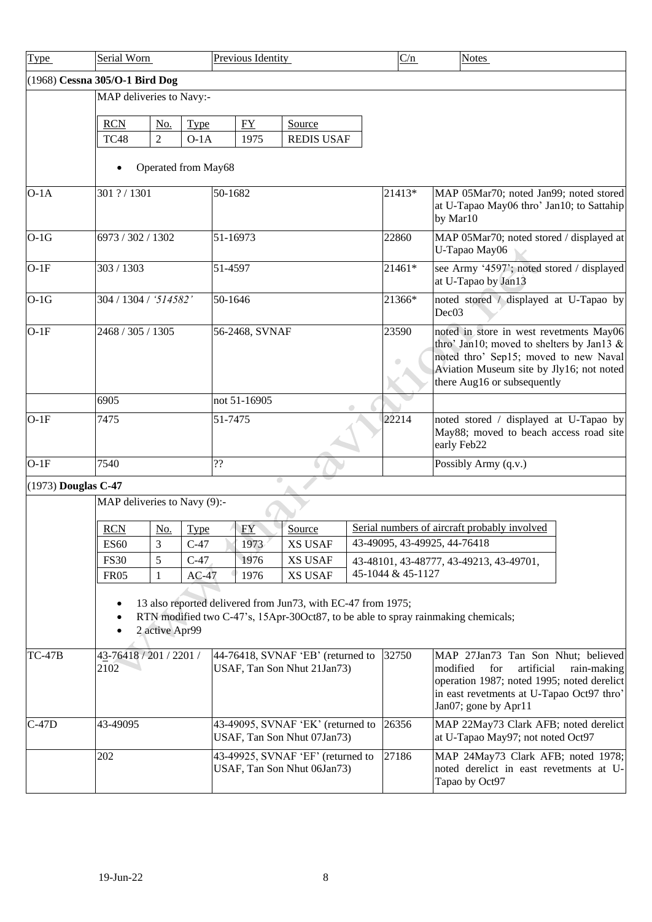| Type | Serial Worn | Previous Identity | C/n | Notes |
|---|---|---|---|---|
| (1968) **Cessna 305/O-1 Bird Dog** | | | | |
| | MAP deliveries to Navy:- | | | |

| RCN | No. | Type | FY | Source |
|---|---|---|---|---|
| TC48 | 2 | O-1A | 1975 | REDIS USAF |

- Operated from May68

| Type | Serial Worn | Previous Identity | C/n | Notes |
|---|---|---|---|---|
| O-1A | 301 ? / 1301 | 50-1682 | 21413* | MAP 05Mar70; noted Jan99; noted stored at U-Tapao May06 thro' Jan10; to Sattahip by Mar10 |
| O-1G | 6973 / 302 / 1302 | 51-16973 | 22860 | MAP 05Mar70; noted stored / displayed at U-Tapao May06 |
| O-1F | 303 / 1303 | 51-4597 | 21461* | see Army '4597'; noted stored / displayed at U-Tapao by Jan13 |
| O-1G | 304 / 1304 / *'514582'* | 50-1646 | 21366* | noted stored / displayed at U-Tapao by Dec03 |
| O-1F | 2468 / 305 / 1305 | 56-2468, SVNAF | 23590 | noted in store in west revetments May06 thro' Jan10; moved to shelters by Jan13 & noted thro' Sep15; moved to new Naval Aviation Museum site by Jly16; not noted there Aug16 or subsequently |
| | 6905 | not 51-16905 | | |
| O-1F | 7475 | 51-7475 | 22214 | noted stored / displayed at U-Tapao by May88; moved to beach access road site early Feb22 |
| O-1F | 7540 | ?? | | Possibly Army (q.v.) |
| (1973) **Douglas C-47** | | | | |
| | MAP deliveries to Navy (9):- | | | |

| RCN | No. | Type | FY | Source | Serial numbers of aircraft probably involved |
|---|---|---|---|---|---|
| ES60 | 3 | C-47 | 1973 | XS USAF | 43-49095, 43-49925, 44-76418 |
| FS30 | 5 | C-47 | 1976 | XS USAF | 43-48101, 43-48777, 43-49213, 43-49701, 45-1044 & 45-1127 |
| FR05 | 1 | AC-47 | 1976 | XS USAF | |

- 13 also reported delivered from Jun73, with EC-47 from 1975;
- RTN modified two C-47's, 15Apr-30Oct87, to be able to spray rainmaking chemicals;
- 2 active Apr99

| Type | Serial Worn | Previous Identity | C/n | Notes |
|---|---|---|---|---|
| TC-47B | 43-76418 / 201 / 2201 / 2102 | 44-76418, SVNAF 'EB' (returned to USAF, Tan Son Nhut 21Jan73) | 32750 | MAP 27Jan73 Tan Son Nhut; believed modified for artificial rain-making operation 1987; noted 1995; noted derelict in east revetments at U-Tapao Oct97 thro' Jan07; gone by Apr11 |
| C-47D | 43-49095 | 43-49095, SVNAF 'EK' (returned to USAF, Tan Son Nhut 07Jan73) | 26356 | MAP 22May73 Clark AFB; noted derelict at U-Tapao May97; not noted Oct97 |
| | 202 | 43-49925, SVNAF 'EF' (returned to USAF, Tan Son Nhut 06Jan73) | 27186 | MAP 24May73 Clark AFB; noted 1978; noted derelict in east revetments at U-Tapao by Oct97 |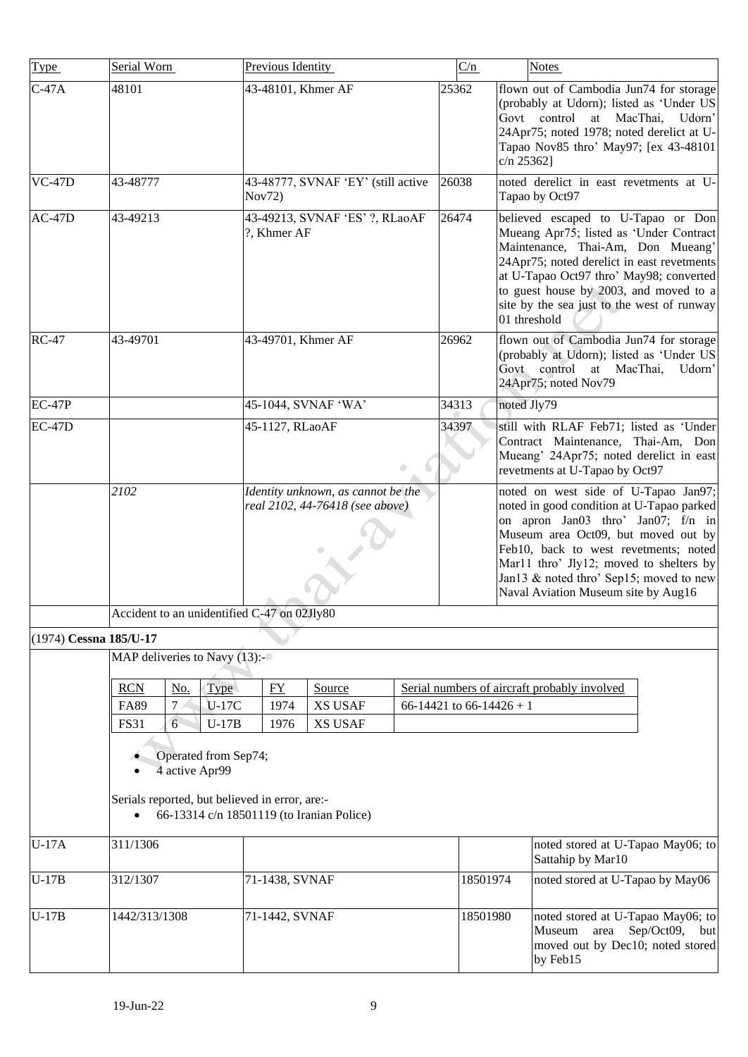| Type | Serial Worn | Previous Identity | C/n | Notes |
|---|---|---|---|---|
| C-47A | 48101 | 43-48101, Khmer AF | 25362 | flown out of Cambodia Jun74 for storage (probably at Udorn); listed as 'Under US Govt control at MacThai, Udorn' 24Apr75; noted 1978; noted derelict at U-Tapao Nov85 thro' May97; [ex 43-48101 c/n 25362] |
| VC-47D | 43-48777 | 43-48777, SVNAF 'EY' (still active Nov72) | 26038 | noted derelict in east revetments at U-Tapao by Oct97 |
| AC-47D | 43-49213 | 43-49213, SVNAF 'ES' ?, RLaoAF ?, Khmer AF | 26474 | believed escaped to U-Tapao or Don Mueang Apr75; listed as 'Under Contract Maintenance, Thai-Am, Don Mueang' 24Apr75; noted derelict in east revetments at U-Tapao Oct97 thro' May98; converted to guest house by 2003, and moved to a site by the sea just to the west of runway 01 threshold |
| RC-47 | 43-49701 | 43-49701, Khmer AF | 26962 | flown out of Cambodia Jun74 for storage (probably at Udorn); listed as 'Under US Govt control at MacThai, Udorn' 24Apr75; noted Nov79 |
| EC-47P | | 45-1044, SVNAF 'WA' | 34313 | noted Jly79 |
| EC-47D | | 45-1127, RLaoAF | 34397 | still with RLAF Feb71; listed as 'Under Contract Maintenance, Thai-Am, Don Mueang' 24Apr75; noted derelict in east revetments at U-Tapao by Oct97 |
| | *2102* | *Identity unknown, as cannot be the real 2102, 44-76418 (see above)* | | noted on west side of U-Tapao Jan97; noted in good condition at U-Tapao parked on apron Jan03 thro' Jan07; f/n in Museum area Oct09, but moved out by Feb10, back to west revetments; noted Mar11 thro' Jly12; moved to shelters by Jan13 & noted thro' Sep15; moved to new Naval Aviation Museum site by Aug16 |
| | Accident to an unidentified C-47 on 02Jly80 | | | |

(1974) **Cessna 185/U-17**

MAP deliveries to Navy (13):-

| RCN | No. | Type | FY | Source | Serial numbers of aircraft probably involved |
|---|---|---|---|---|---|
| FA89 | 7 | U-17C | 1974 | XS USAF | 66-14421 to 66-14426 + 1 |
| FS31 | 6 | U-17B | 1976 | XS USAF | |

- Operated from Sep74;
- 4 active Apr99

Serials reported, but believed in error, are:-

- 66-13314 c/n 18501119 (to Iranian Police)

| Type | Serial Worn | Previous Identity | C/n | Notes |
|---|---|---|---|---|
| U-17A | 311/1306 | | | noted stored at U-Tapao May06; to Sattahip by Mar10 |
| U-17B | 312/1307 | 71-1438, SVNAF | 18501974 | noted stored at U-Tapao by May06 |
| U-17B | 1442/313/1308 | 71-1442, SVNAF | 18501980 | noted stored at U-Tapao May06; to Museum area Sep/Oct09, but moved out by Dec10; noted stored by Feb15 |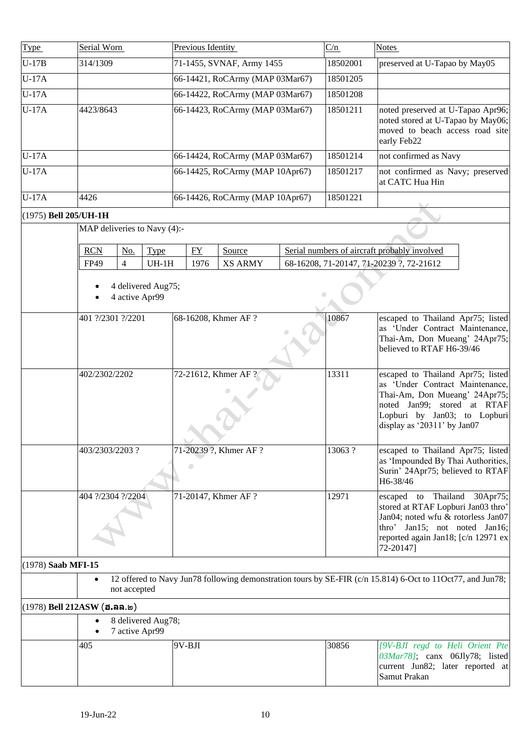| Type | Serial Worn | Previous Identity | C/n | Notes |
|---|---|---|---|---|
| U-17B | 314/1309 | 71-1455, SVNAF, Army 1455 | 18502001 | preserved at U-Tapao by May05 |
| U-17A | | 66-14421, RoCArmy (MAP 03Mar67) | 18501205 | |
| U-17A | | 66-14422, RoCArmy (MAP 03Mar67) | 18501208 | |
| U-17A | 4423/8643 | 66-14423, RoCArmy (MAP 03Mar67) | 18501211 | noted preserved at U-Tapao Apr96; noted stored at U-Tapao by May06; moved to beach access road site early Feb22 |
| U-17A | | 66-14424, RoCArmy (MAP 03Mar67) | 18501214 | not confirmed as Navy |
| U-17A | | 66-14425, RoCArmy (MAP 10Apr67) | 18501217 | not confirmed as Navy; preserved at CATC Hua Hin |
| U-17A | 4426 | 66-14426, RoCArmy (MAP 10Apr67) | 18501221 | |

(1975) **Bell 205/UH-1H**

MAP deliveries to Navy (4):-

| RCN | No. | Type | FY | Source | Serial numbers of aircraft probably involved |
|---|---|---|---|---|---|
| FP49 | 4 | UH-1H | 1976 | XS ARMY | 68-16208, 71-20147, 71-20239 ?, 72-21612 |

- 4 delivered Aug75;
- 4 active Apr99

| Type | Serial Worn | Previous Identity | C/n | Notes |
|---|---|---|---|---|
| | 401 ?/2301 ?/2201 | 68-16208, Khmer AF ? | 10867 | escaped to Thailand Apr75; listed as 'Under Contract Maintenance, Thai-Am, Don Mueang' 24Apr75; believed to RTAF H6-39/46 |
| | 402/2302/2202 | 72-21612, Khmer AF ? | 13311 | escaped to Thailand Apr75; listed as 'Under Contract Maintenance, Thai-Am, Don Mueang' 24Apr75; noted Jan99; stored at RTAF Lopburi by Jan03; to Lopburi display as '20311' by Jan07 |
| | 403/2303/2203 ? | 71-20239 ?, Khmer AF ? | 13063 ? | escaped to Thailand Apr75; listed as 'Impounded By Thai Authorities, Surin' 24Apr75; believed to RTAF H6-38/46 |
| | 404 ?/2304 ?/2204 | 71-20147, Khmer AF ? | 12971 | escaped to Thailand 30Apr75; stored at RTAF Lopburi Jan03 thro' Jan04; noted wfu & rotorless Jan07 thro' Jan15; not noted Jan16; reported again Jan18; [c/n 12971 ex 72-20147] |

(1978) **Saab MFI-15**

- 12 offered to Navy Jun78 following demonstration tours by SE-FIR (c/n 15.814) 6-Oct to 11Oct77, and Jun78; not accepted

(1978) **Bell 212ASW (ฮ.ลล.๒)**

- 8 delivered Aug78;
- 7 active Apr99

| Type | Serial Worn | Previous Identity | C/n | Notes |
|---|---|---|---|---|
| | 405 | 9V-BJI | 30856 | *[9V-BJI regd to Heli Orient Pte 03Mar78]*; canx 06Jly78; listed current Jun82; later reported at Samut Prakan |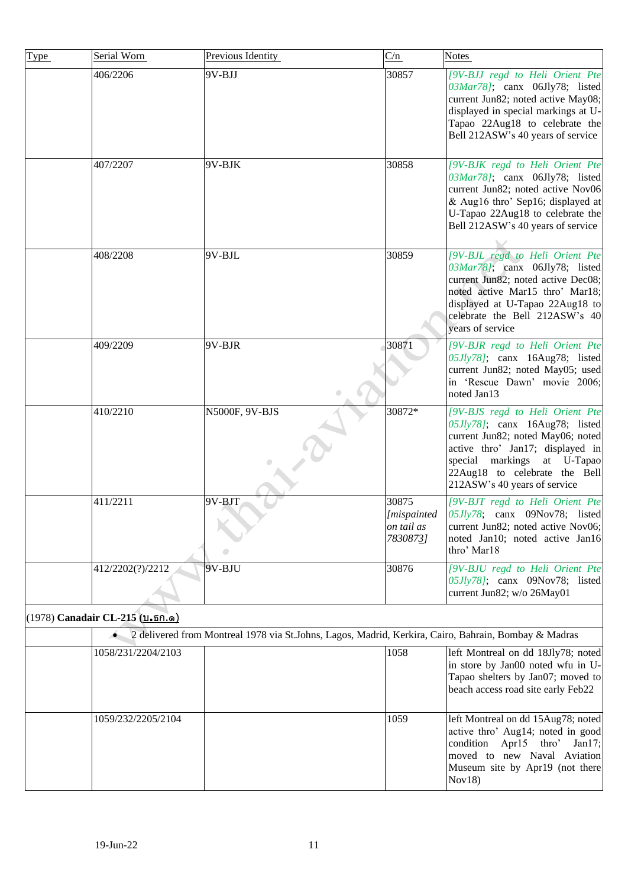| Type | Serial Worn | Previous Identity | C/n | Notes |
|---|---|---|---|---|
| | 406/2206 | 9V-BJJ | 30857 | *[9V-BJJ regd to Heli Orient Pte 03Mar78]*; canx 06Jly78; listed current Jun82; noted active May08; displayed in special markings at U-Tapao 22Aug18 to celebrate the Bell 212ASW's 40 years of service |
| | 407/2207 | 9V-BJK | 30858 | *[9V-BJK regd to Heli Orient Pte 03Mar78]*; canx 06Jly78; listed current Jun82; noted active Nov06 & Aug16 thro' Sep16; displayed at U-Tapao 22Aug18 to celebrate the Bell 212ASW's 40 years of service |
| | 408/2208 | 9V-BJL | 30859 | *[9V-BJL regd to Heli Orient Pte 03Mar78]*; canx 06Jly78; listed current Jun82; noted active Dec08; noted active Mar15 thro' Mar18; displayed at U-Tapao 22Aug18 to celebrate the Bell 212ASW's 40 years of service |
| | 409/2209 | 9V-BJR | 30871 | *[9V-BJR regd to Heli Orient Pte 05Jly78]*; canx 16Aug78; listed current Jun82; noted May05; used in 'Rescue Dawn' movie 2006; noted Jan13 |
| | 410/2210 | N5000F, 9V-BJS | 30872* | *[9V-BJS regd to Heli Orient Pte 05Jly78]*; canx 16Aug78; listed current Jun82; noted May06; noted active thro' Jan17; displayed in special markings at U-Tapao 22Aug18 to celebrate the Bell 212ASW's 40 years of service |
| | 411/2211 | 9V-BJT | 30875 *[mispainted on tail as 7830873]* | *[9V-BJT regd to Heli Orient Pte 05Jly78*; canx 09Nov78; listed current Jun82; noted active Nov06; noted Jan10; noted active Jan16 thro' Mar18 |
| | 412/2202(?)/2212 | 9V-BJU | 30876 | *[9V-BJU regd to Heli Orient Pte 05Jly78]*; canx 09Nov78; listed current Jun82; w/o 26May01 |
| (1978) **Canadair CL-215 (บ.ธก.๑)** | | | | |
| | • 2 delivered from Montreal 1978 via St.Johns, Lagos, Madrid, Kerkira, Cairo, Bahrain, Bombay & Madras | | | |
| | 1058/231/2204/2103 | | 1058 | left Montreal on dd 18Jly78; noted in store by Jan00 noted wfu in U-Tapao shelters by Jan07; moved to beach access road site early Feb22 |
| | 1059/232/2205/2104 | | 1059 | left Montreal on dd 15Aug78; noted active thro' Aug14; noted in good condition Apr15 thro' Jan17; moved to new Naval Aviation Museum site by Apr19 (not there Nov18) |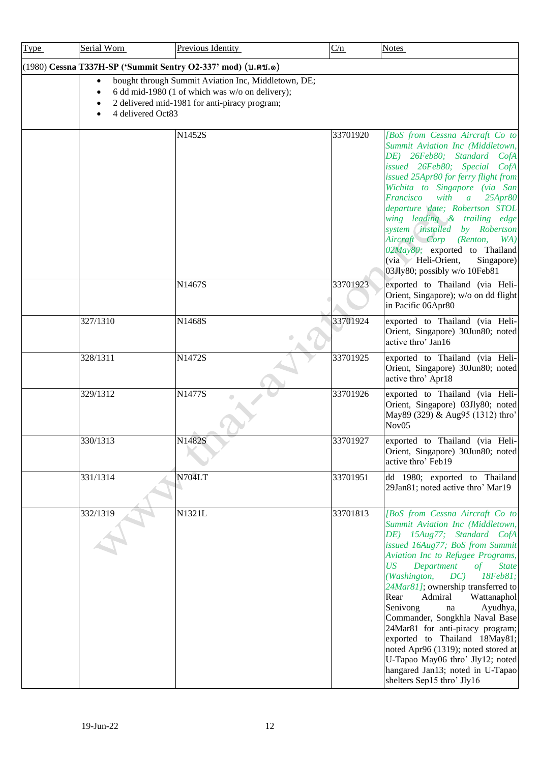| Type | Serial Worn | Previous Identity | C/n | Notes |
|---|---|---|---|---|
| (1980) **Cessna T337H-SP ('Summit Sentry O2-337' mod) (บ.ตช.๑)** | | | | |
| | • bought through Summit Aviation Inc, Middletown, DE;<br>• 6 dd mid-1980 (1 of which was w/o on delivery);<br>• 2 delivered mid-1981 for anti-piracy program;<br>• 4 delivered Oct83 | | | |
| | | N1452S | 33701920 | *[BoS from Cessna Aircraft Co to Summit Aviation Inc (Middletown, DE) 26Feb80; Standard CofA issued 26Feb80; Special CofA issued 25Apr80 for ferry flight from Wichita to Singapore (via San Francisco with a 25Apr80 departure date; Robertson STOL wing leading & trailing edge system installed by Robertson Aircraft Corp (Renton, WA) 02May80;* exported to Thailand (via Heli-Orient, Singapore) 03Jly80; possibly w/o 10Feb81 |
| | | N1467S | 33701923 | exported to Thailand (via Heli-Orient, Singapore); w/o on dd flight in Pacific 06Apr80 |
| | 327/1310 | N1468S | 33701924 | exported to Thailand (via Heli-Orient, Singapore) 30Jun80; noted active thro' Jan16 |
| | 328/1311 | N1472S | 33701925 | exported to Thailand (via Heli-Orient, Singapore) 30Jun80; noted active thro' Apr18 |
| | 329/1312 | N1477S | 33701926 | exported to Thailand (via Heli-Orient, Singapore) 03Jly80; noted May89 (329) & Aug95 (1312) thro' Nov05 |
| | 330/1313 | N1482S | 33701927 | exported to Thailand (via Heli-Orient, Singapore) 30Jun80; noted active thro' Feb19 |
| | 331/1314 | N704LT | 33701951 | dd 1980; exported to Thailand 29Jan81; noted active thro' Mar19 |
| | 332/1319 | N1321L | 33701813 | *[BoS from Cessna Aircraft Co to Summit Aviation Inc (Middletown, DE) 15Aug77; Standard CofA issued 16Aug77; BoS from Summit Aviation Inc to Refugee Programs, US Department of State (Washington, DC) 18Feb81; 24Mar81]*; ownership transferred to Rear Admiral Wattanaphol Senivong na Ayudhya, Commander, Songkhla Naval Base 24Mar81 for anti-piracy program; exported to Thailand 18May81; noted Apr96 (1319); noted stored at U-Tapao May06 thro' Jly12; noted hangared Jan13; noted in U-Tapao shelters Sep15 thro' Jly16 |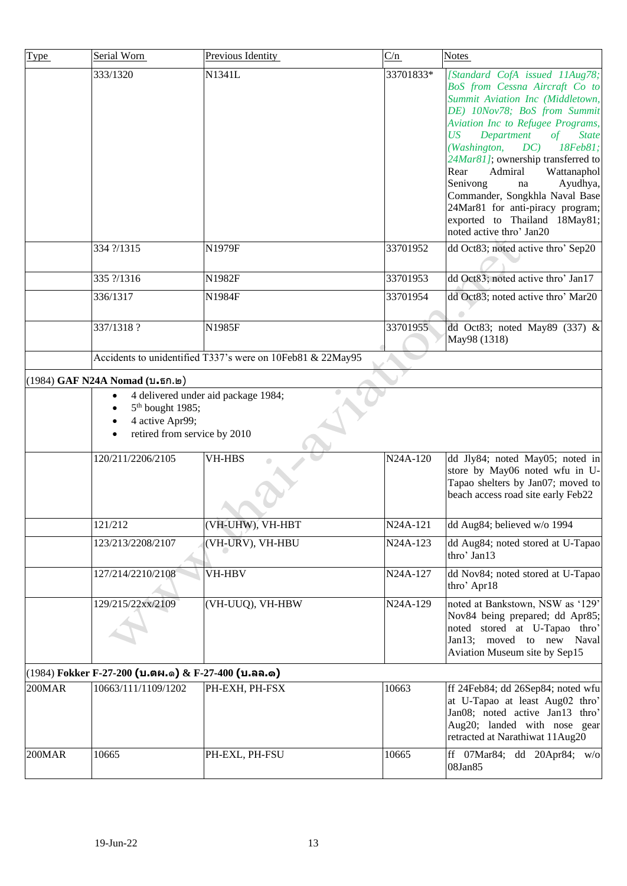| Type | Serial Worn | Previous Identity | C/n | Notes |
|---|---|---|---|---|
| | 333/1320 | N1341L | 33701833* | *[Standard CofA issued 11Aug78; BoS from Cessna Aircraft Co to Summit Aviation Inc (Middletown, DE) 10Nov78; BoS from Summit Aviation Inc to Refugee Programs, US Department of State (Washington, DC) 18Feb81; 24Mar81]*; ownership transferred to Rear Admiral Wattanaphol Senivong na Ayudhya, Commander, Songkhla Naval Base 24Mar81 for anti-piracy program; exported to Thailand 18May81; noted active thro' Jan20 |
| | 334 ?/1315 | N1979F | 33701952 | dd Oct83; noted active thro' Sep20 |
| | 335 ?/1316 | N1982F | 33701953 | dd Oct83; noted active thro' Jan17 |
| | 336/1317 | N1984F | 33701954 | dd Oct83; noted active thro' Mar20 |
| | 337/1318 ? | N1985F | 33701955 | dd Oct83; noted May89 (337) & May98 (1318) |
| | Accidents to unidentified T337's were on 10Feb81 & 22May95 | | | |
| (1984) **GAF N24A Nomad (บ.ธก.๒)** | | | | |
| | • 4 delivered under aid package 1984;<br>• 5th bought 1985;<br>• 4 active Apr99;<br>• retired from service by 2010 | | | |
| | 120/211/2206/2105 | VH-HBS | N24A-120 | dd Jly84; noted May05; noted in store by May06 noted wfu in U-Tapao shelters by Jan07; moved to beach access road site early Feb22 |
| | 121/212 | (VH-UHW), VH-HBT | N24A-121 | dd Aug84; believed w/o 1994 |
| | 123/213/2208/2107 | (VH-URV), VH-HBU | N24A-123 | dd Aug84; noted stored at U-Tapao thro' Jan13 |
| | 127/214/2210/2108 | VH-HBV | N24A-127 | dd Nov84; noted stored at U-Tapao thro' Apr18 |
| | 129/215/22xx/2109 | (VH-UUQ), VH-HBW | N24A-129 | noted at Bankstown, NSW as '129' Nov84 being prepared; dd Apr85; noted stored at U-Tapao thro' Jan13; moved to new Naval Aviation Museum site by Sep15 |
| (1984) **Fokker F-27-200 (บ.ตผ.๑) & F-27-400 (บ.ลล.๑)** | | | | |
| 200MAR | 10663/111/1109/1202 | PH-EXH, PH-FSX | 10663 | ff 24Feb84; dd 26Sep84; noted wfu at U-Tapao at least Aug02 thro' Jan08; noted active Jan13 thro' Aug20; landed with nose gear retracted at Narathiwat 11Aug20 |
| 200MAR | 10665 | PH-EXL, PH-FSU | 10665 | ff 07Mar84; dd 20Apr84; w/o 08Jan85 |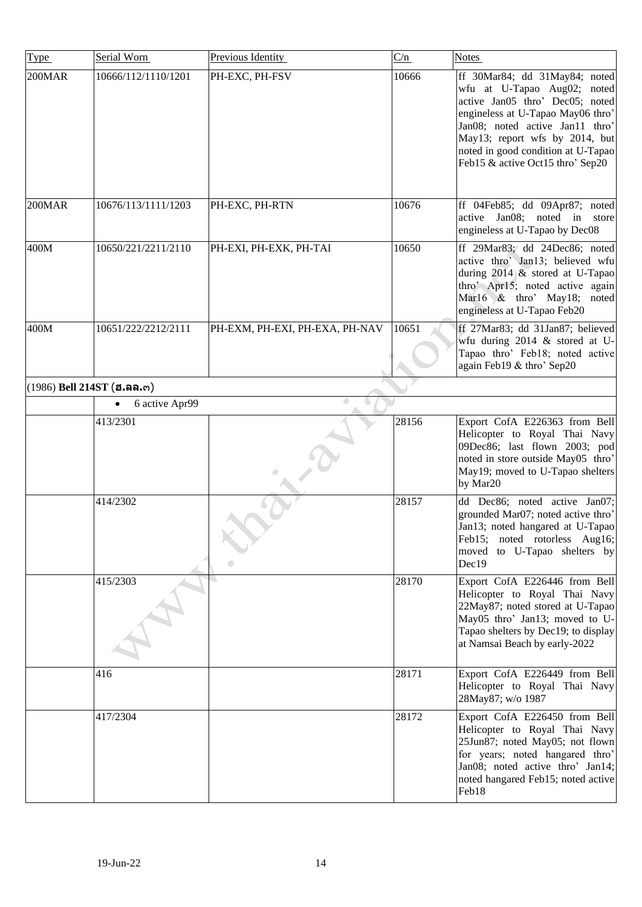| Type | Serial Worn | Previous Identity | C/n | Notes |
|---|---|---|---|---|
| 200MAR | 10666/112/1110/1201 | PH-EXC, PH-FSV | 10666 | ff 30Mar84; dd 31May84; noted wfu at U-Tapao Aug02; noted active Jan05 thro' Dec05; noted engineless at U-Tapao May06 thro' Jan08; noted active Jan11 thro' May13; report wfs by 2014, but noted in good condition at U-Tapao Feb15 & active Oct15 thro' Sep20 |
| 200MAR | 10676/113/1111/1203 | PH-EXC, PH-RTN | 10676 | ff 04Feb85; dd 09Apr87; noted active Jan08; noted in store engineless at U-Tapao by Dec08 |
| 400M | 10650/221/2211/2110 | PH-EXI, PH-EXK, PH-TAI | 10650 | ff 29Mar83; dd 24Dec86; noted active thro' Jan13; believed wfu during 2014 & stored at U-Tapao thro' Apr15; noted active again Mar16 & thro' May18; noted engineless at U-Tapao Feb20 |
| 400M | 10651/222/2212/2111 | PH-EXM, PH-EXI, PH-EXA, PH-NAV | 10651 | ff 27Mar83; dd 31Jan87; believed wfu during 2014 & stored at U-Tapao thro' Feb18; noted active again Feb19 & thro' Sep20 |
| (1986) **Bell 214ST (ฮ.ลล.๓)** | | | | |
| | • 6 active Apr99 | | | |
| | 413/2301 | | 28156 | Export CofA E226363 from Bell Helicopter to Royal Thai Navy 09Dec86; last flown 2003; pod noted in store outside May05 thro' May19; moved to U-Tapao shelters by Mar20 |
| | 414/2302 | | 28157 | dd Dec86; noted active Jan07; grounded Mar07; noted active thro' Jan13; noted hangared at U-Tapao Feb15; noted rotorless Aug16; moved to U-Tapao shelters by Dec19 |
| | 415/2303 | | 28170 | Export CofA E226446 from Bell Helicopter to Royal Thai Navy 22May87; noted stored at U-Tapao May05 thro' Jan13; moved to U-Tapao shelters by Dec19; to display at Namsai Beach by early-2022 |
| | 416 | | 28171 | Export CofA E226449 from Bell Helicopter to Royal Thai Navy 28May87; w/o 1987 |
| | 417/2304 | | 28172 | Export CofA E226450 from Bell Helicopter to Royal Thai Navy 25Jun87; noted May05; not flown for years; noted hangared thro' Jan08; noted active thro' Jan14; noted hangared Feb15; noted active Feb18 |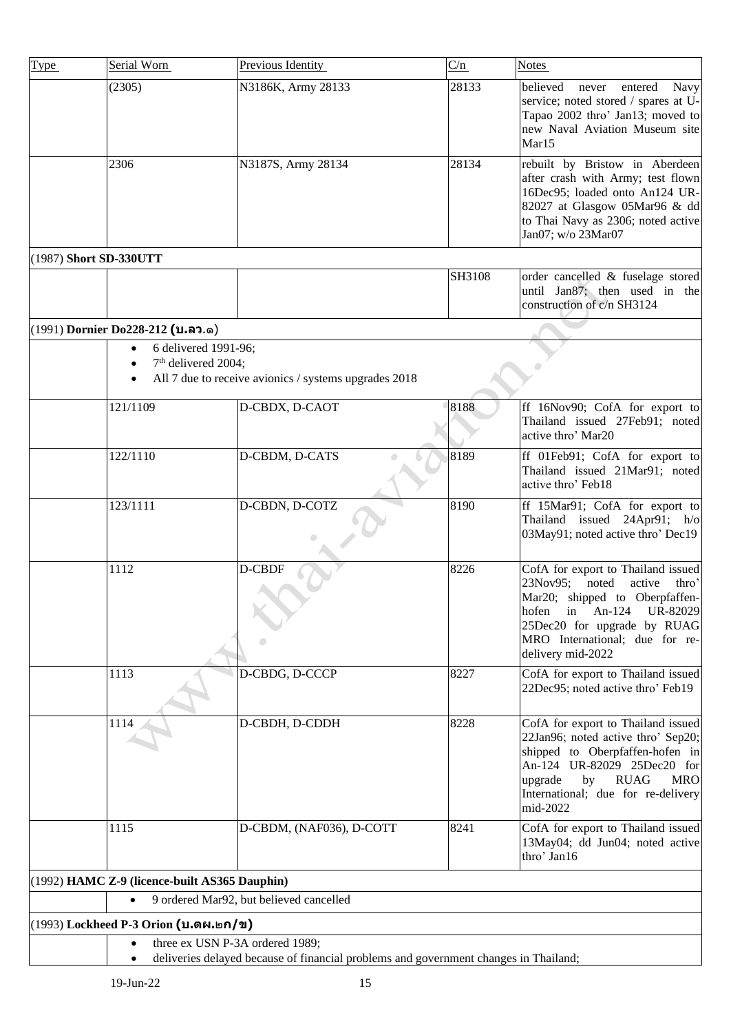| Type | Serial Worn | Previous Identity | C/n | Notes |
|---|---|---|---|---|
| | (2305) | N3186K, Army 28133 | 28133 | believed never entered Navy service; noted stored / spares at U-Tapao 2002 thro' Jan13; moved to new Naval Aviation Museum site Mar15 |
| | 2306 | N3187S, Army 28134 | 28134 | rebuilt by Bristow in Aberdeen after crash with Army; test flown 16Dec95; loaded onto An124 UR-82027 at Glasgow 05Mar96 & dd to Thai Navy as 2306; noted active Jan07; w/o 23Mar07 |
| (1987) **Short SD-330UTT** | | | | |
| | | | SH3108 | order cancelled & fuselage stored until Jan87; then used in the construction of c/n SH3124 |
| (1991) **Dornier Do228-212 (บ.ลว.๑)** | | | | |
| | • 6 delivered 1991-96; • 7th delivered 2004; • All 7 due to receive avionics / systems upgrades 2018 | | | |
| | 121/1109 | D-CBDX, D-CAOT | 8188 | ff 16Nov90; CofA for export to Thailand issued 27Feb91; noted active thro' Mar20 |
| | 122/1110 | D-CBDM, D-CATS | 8189 | ff 01Feb91; CofA for export to Thailand issued 21Mar91; noted active thro' Feb18 |
| | 123/1111 | D-CBDN, D-COTZ | 8190 | ff 15Mar91; CofA for export to Thailand issued 24Apr91; h/o 03May91; noted active thro' Dec19 |
| | 1112 | D-CBDF | 8226 | CofA for export to Thailand issued 23Nov95; noted active thro' Mar20; shipped to Oberpfaffen-hofen in An-124 UR-82029 25Dec20 for upgrade by RUAG MRO International; due for re-delivery mid-2022 |
| | 1113 | D-CBDG, D-CCCP | 8227 | CofA for export to Thailand issued 22Dec95; noted active thro' Feb19 |
| | 1114 | D-CBDH, D-CDDH | 8228 | CofA for export to Thailand issued 22Jan96; noted active thro' Sep20; shipped to Oberpfaffen-hofen in An-124 UR-82029 25Dec20 for upgrade by RUAG MRO International; due for re-delivery mid-2022 |
| | 1115 | D-CBDM, (NAF036), D-COTT | 8241 | CofA for export to Thailand issued 13May04; dd Jun04; noted active thro' Jan16 |
| (1992) **HAMC Z-9 (licence-built AS365 Dauphin)** | | | | |
| | • 9 ordered Mar92, but believed cancelled | | | |
| (1993) **Lockheed P-3 Orion (บ.ตผ.๒ก/ข)** | | | | |
| | • three ex USN P-3A ordered 1989; • deliveries delayed because of financial problems and government changes in Thailand; | | | |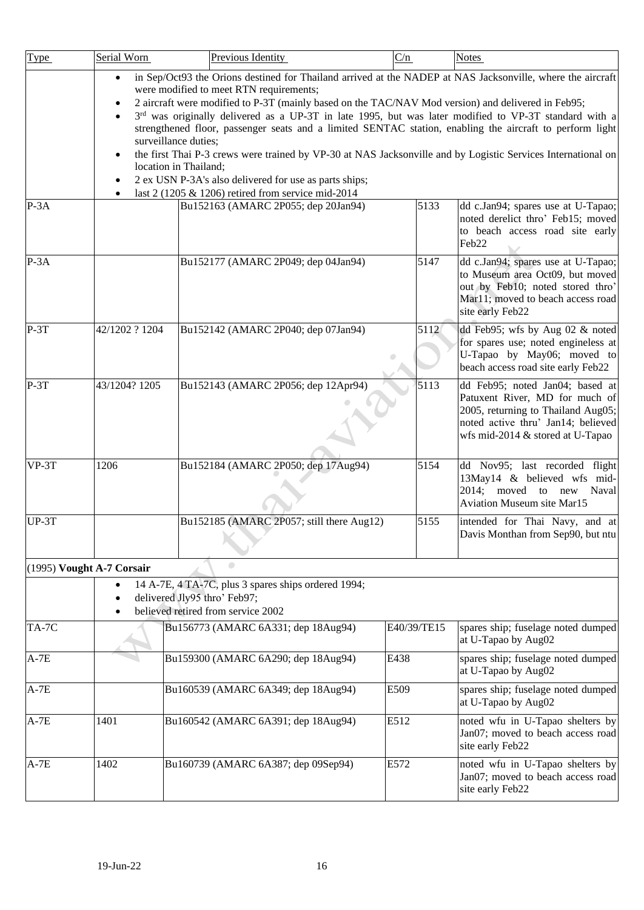| Type | Serial Worn | Previous Identity | C/n | Notes |
|---|---|---|---|---|
| | • in Sep/Oct93 the Orions destined for Thailand arrived at the NADEP at NAS Jacksonville, where the aircraft were modified to meet RTN requirements; • 2 aircraft were modified to P-3T (mainly based on the TAC/NAV Mod version) and delivered in Feb95; • 3rd was originally delivered as a UP-3T in late 1995, but was later modified to VP-3T standard with a strengthened floor, passenger seats and a limited SENTAC station, enabling the aircraft to perform light surveillance duties; • the first Thai P-3 crews were trained by VP-30 at NAS Jacksonville and by Logistic Services International on location in Thailand; • 2 ex USN P-3A's also delivered for use as parts ships; • last 2 (1205 & 1206) retired from service mid-2014 | | | |
| P-3A | | Bu152163 (AMARC 2P055; dep 20Jan94) | 5133 | dd c.Jan94; spares use at U-Tapao; noted derelict thro' Feb15; moved to beach access road site early Feb22 |
| P-3A | | Bu152177 (AMARC 2P049; dep 04Jan94) | 5147 | dd c.Jan94; spares use at U-Tapao; to Museum area Oct09, but moved out by Feb10; noted stored thro' Mar11; moved to beach access road site early Feb22 |
| P-3T | 42/1202 ? 1204 | Bu152142 (AMARC 2P040; dep 07Jan94) | 5112 | dd Feb95; wfs by Aug 02 & noted for spares use; noted engineless at U-Tapao by May06; moved to beach access road site early Feb22 |
| P-3T | 43/1204? 1205 | Bu152143 (AMARC 2P056; dep 12Apr94) | 5113 | dd Feb95; noted Jan04; based at Patuxent River, MD for much of 2005, returning to Thailand Aug05; noted active thru' Jan14; believed wfs mid-2014 & stored at U-Tapao |
| VP-3T | 1206 | Bu152184 (AMARC 2P050; dep 17Aug94) | 5154 | dd Nov95; last recorded flight 13May14 & believed wfs mid-2014; moved to new Naval Aviation Museum site Mar15 |
| UP-3T | | Bu152185 (AMARC 2P057; still there Aug12) | 5155 | intended for Thai Navy, and at Davis Monthan from Sep90, but ntu |
| (1995) **Vought A-7 Corsair** | | | | |
| | • 14 A-7E, 4 TA-7C, plus 3 spares ships ordered 1994; • delivered Jly95 thro' Feb97; • believed retired from service 2002 | | | |
| TA-7C | | Bu156773 (AMARC 6A331; dep 18Aug94) | E40/39/TE15 | spares ship; fuselage noted dumped at U-Tapao by Aug02 |
| A-7E | | Bu159300 (AMARC 6A290; dep 18Aug94) | E438 | spares ship; fuselage noted dumped at U-Tapao by Aug02 |
| A-7E | | Bu160539 (AMARC 6A349; dep 18Aug94) | E509 | spares ship; fuselage noted dumped at U-Tapao by Aug02 |
| A-7E | 1401 | Bu160542 (AMARC 6A391; dep 18Aug94) | E512 | noted wfu in U-Tapao shelters by Jan07; moved to beach access road site early Feb22 |
| A-7E | 1402 | Bu160739 (AMARC 6A387; dep 09Sep94) | E572 | noted wfu in U-Tapao shelters by Jan07; moved to beach access road site early Feb22 |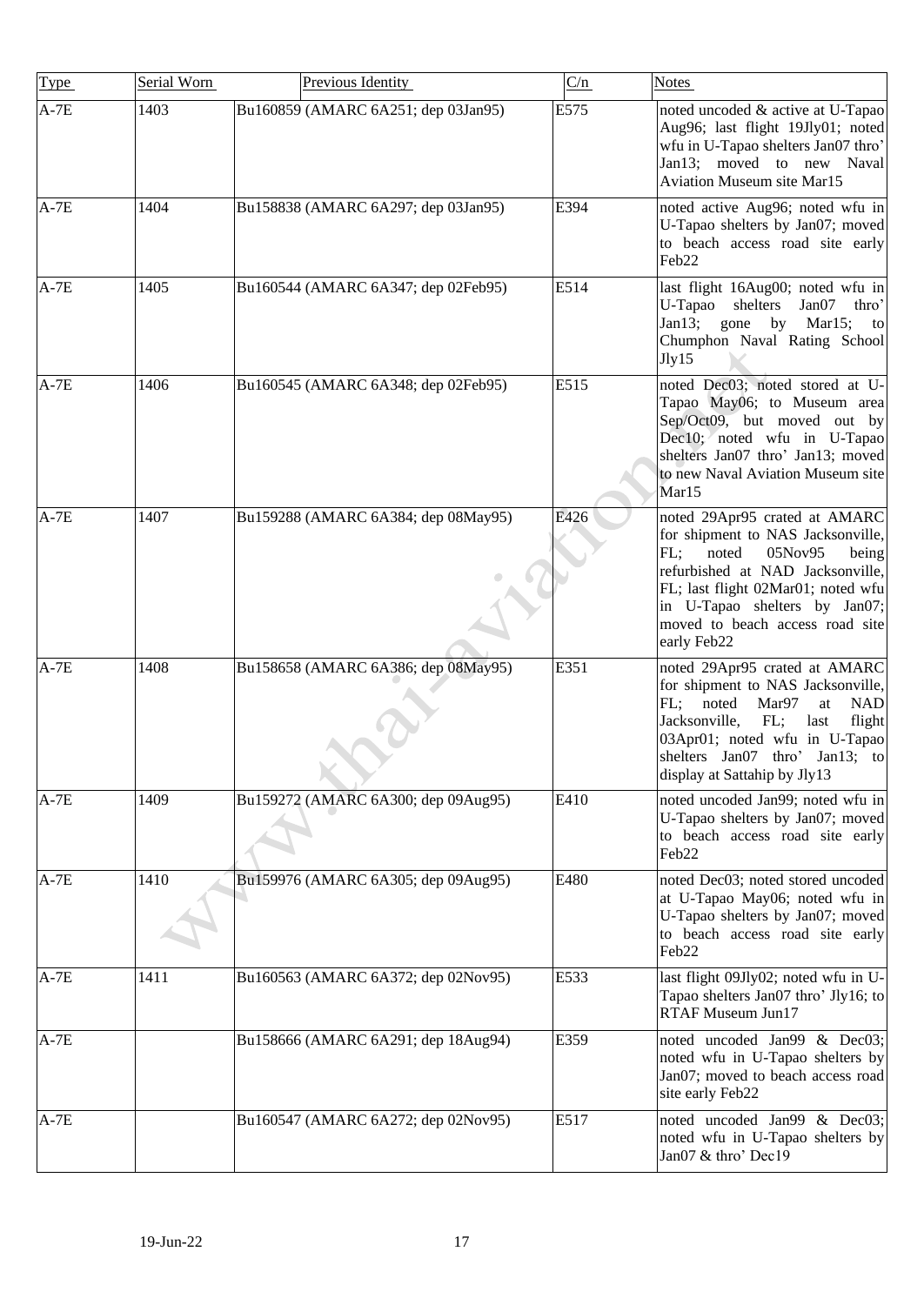| Type | Serial Worn | Previous Identity | C/n | Notes |
| --- | --- | --- | --- | --- |
| A-7E | 1403 | Bu160859 (AMARC 6A251; dep 03Jan95) | E575 | noted uncoded & active at U-Tapao Aug96; last flight 19Jly01; noted wfu in U-Tapao shelters Jan07 thro' Jan13; moved to new Naval Aviation Museum site Mar15 |
| A-7E | 1404 | Bu158838 (AMARC 6A297; dep 03Jan95) | E394 | noted active Aug96; noted wfu in U-Tapao shelters by Jan07; moved to beach access road site early Feb22 |
| A-7E | 1405 | Bu160544 (AMARC 6A347; dep 02Feb95) | E514 | last flight 16Aug00; noted wfu in U-Tapao shelters Jan07 thro' Jan13; gone by Mar15; to Chumphon Naval Rating School Jly15 |
| A-7E | 1406 | Bu160545 (AMARC 6A348; dep 02Feb95) | E515 | noted Dec03; noted stored at U-Tapao May06; to Museum area Sep/Oct09, but moved out by Dec10; noted wfu in U-Tapao shelters Jan07 thro' Jan13; moved to new Naval Aviation Museum site Mar15 |
| A-7E | 1407 | Bu159288 (AMARC 6A384; dep 08May95) | E426 | noted 29Apr95 crated at AMARC for shipment to NAS Jacksonville, FL; noted 05Nov95 being refurbished at NAD Jacksonville, FL; last flight 02Mar01; noted wfu in U-Tapao shelters by Jan07; moved to beach access road site early Feb22 |
| A-7E | 1408 | Bu158658 (AMARC 6A386; dep 08May95) | E351 | noted 29Apr95 crated at AMARC for shipment to NAS Jacksonville, FL; noted Mar97 at NAD Jacksonville, FL; last flight 03Apr01; noted wfu in U-Tapao shelters Jan07 thro' Jan13; to display at Sattahip by Jly13 |
| A-7E | 1409 | Bu159272 (AMARC 6A300; dep 09Aug95) | E410 | noted uncoded Jan99; noted wfu in U-Tapao shelters by Jan07; moved to beach access road site early Feb22 |
| A-7E | 1410 | Bu159976 (AMARC 6A305; dep 09Aug95) | E480 | noted Dec03; noted stored uncoded at U-Tapao May06; noted wfu in U-Tapao shelters by Jan07; moved to beach access road site early Feb22 |
| A-7E | 1411 | Bu160563 (AMARC 6A372; dep 02Nov95) | E533 | last flight 09Jly02; noted wfu in U-Tapao shelters Jan07 thro' Jly16; to RTAF Museum Jun17 |
| A-7E | | Bu158666 (AMARC 6A291; dep 18Aug94) | E359 | noted uncoded Jan99 & Dec03; noted wfu in U-Tapao shelters by Jan07; moved to beach access road site early Feb22 |
| A-7E | | Bu160547 (AMARC 6A272; dep 02Nov95) | E517 | noted uncoded Jan99 & Dec03; noted wfu in U-Tapao shelters by Jan07 & thro' Dec19 |

19-Jun-22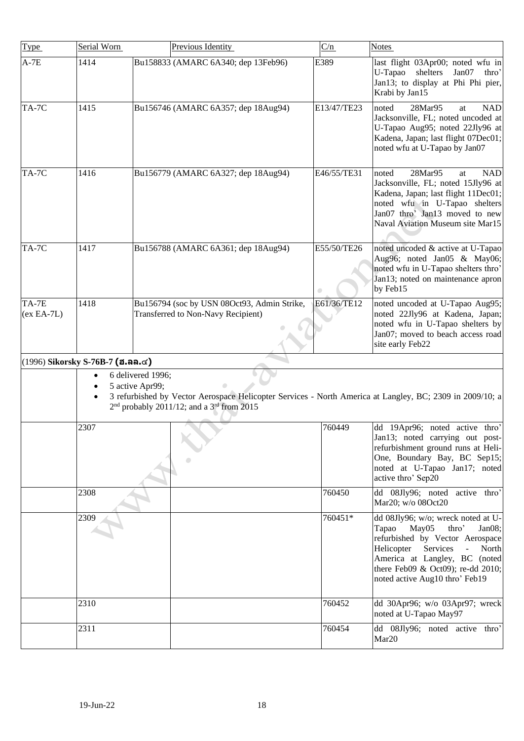| Type | Serial Worn | Previous Identity | C/n | Notes |
|---|---|---|---|---|
| A-7E | 1414 | Bu158833 (AMARC 6A340; dep 13Feb96) | E389 | last flight 03Apr00; noted wfu in U-Tapao shelters Jan07 thro' Jan13; to display at Phi Phi pier, Krabi by Jan15 |
| TA-7C | 1415 | Bu156746 (AMARC 6A357; dep 18Aug94) | E13/47/TE23 | noted 28Mar95 at NAD Jacksonville, FL; noted uncoded at U-Tapao Aug95; noted 22Jly96 at Kadena, Japan; last flight 07Dec01; noted wfu at U-Tapao by Jan07 |
| TA-7C | 1416 | Bu156779 (AMARC 6A327; dep 18Aug94) | E46/55/TE31 | noted 28Mar95 at NAD Jacksonville, FL; noted 15Jly96 at Kadena, Japan; last flight 11Dec01; noted wfu in U-Tapao shelters Jan07 thro' Jan13 moved to new Naval Aviation Museum site Mar15 |
| TA-7C | 1417 | Bu156788 (AMARC 6A361; dep 18Aug94) | E55/50/TE26 | noted uncoded & active at U-Tapao Aug96; noted Jan05 & May06; noted wfu in U-Tapao shelters thro' Jan13; noted on maintenance apron by Feb15 |
| TA-7E (ex EA-7L) | 1418 | Bu156794 (soc by USN 08Oct93, Admin Strike, Transferred to Non-Navy Recipient) | E61/36/TE12 | noted uncoded at U-Tapao Aug95; noted 22Jly96 at Kadena, Japan; noted wfu in U-Tapao shelters by Jan07; moved to beach access road site early Feb22 |
| (1996) **Sikorsky S-76B-7 (ฮ.ลล.๔)** | | | | |
| | • 6 delivered 1996;<br>• 5 active Apr99;<br>• 3 refurbished by Vector Aerospace Helicopter Services - North America at Langley, BC; 2309 in 2009/10; a 2nd probably 2011/12; and a 3rd from 2015 | | | |
| | 2307 | | 760449 | dd 19Apr96; noted active thro' Jan13; noted carrying out post-refurbishment ground runs at Heli-One, Boundary Bay, BC Sep15; noted at U-Tapao Jan17; noted active thro' Sep20 |
| | 2308 | | 760450 | dd 08Jly96; noted active thro' Mar20; w/o 08Oct20 |
| | 2309 | | 760451* | dd 08Jly96; w/o; wreck noted at U-Tapao May05 thro' Jan08; refurbished by Vector Aerospace Helicopter Services - North America at Langley, BC (noted there Feb09 & Oct09); re-dd 2010; noted active Aug10 thro' Feb19 |
| | 2310 | | 760452 | dd 30Apr96; w/o 03Apr97; wreck noted at U-Tapao May97 |
| | 2311 | | 760454 | dd 08Jly96; noted active thro' Mar20 |

19-Jun-22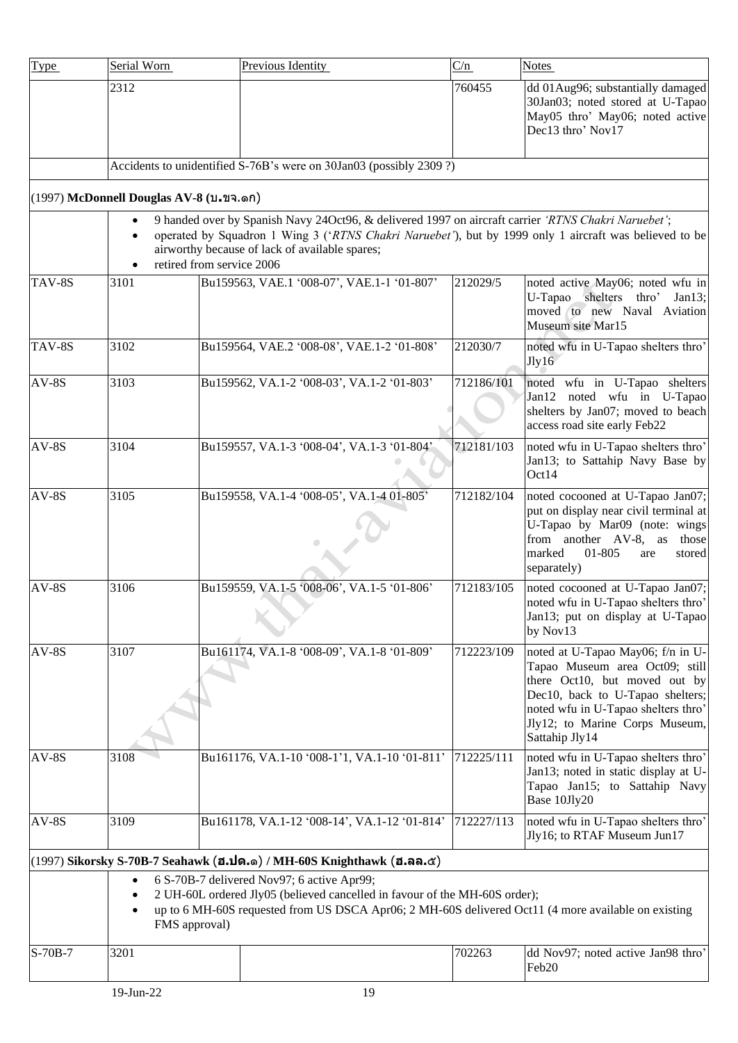| Type | Serial Worn | Previous Identity | C/n | Notes |
|---|---|---|---|---|
| | 2312 | | 760455 | dd 01Aug96; substantially damaged 30Jan03; noted stored at U-Tapao May05 thro' May06; noted active Dec13 thro' Nov17 |
| | Accidents to unidentified S-76B's were on 30Jan03 (possibly 2309 ?) | | | |
| (1997) **McDonnell Douglas AV-8 (บ.ขจ.๑ก)** | | | | |
| | • 9 handed over by Spanish Navy 24Oct96, & delivered 1997 on aircraft carrier *'RTNS Chakri Naruebet'*; • operated by Squadron 1 Wing 3 ('*RTNS Chakri Naruebet'*), but by 1999 only 1 aircraft was believed to be airworthy because of lack of available spares; • retired from service 2006 | | | |
| TAV-8S | 3101 | Bu159563, VAE.1 '008-07', VAE.1-1 '01-807' | 212029/5 | noted active May06; noted wfu in U-Tapao shelters thro' Jan13; moved to new Naval Aviation Museum site Mar15 |
| TAV-8S | 3102 | Bu159564, VAE.2 '008-08', VAE.1-2 '01-808' | 212030/7 | noted wfu in U-Tapao shelters thro' Jly16 |
| AV-8S | 3103 | Bu159562, VA.1-2 '008-03', VA.1-2 '01-803' | 712186/101 | noted wfu in U-Tapao shelters Jan12 noted wfu in U-Tapao shelters by Jan07; moved to beach access road site early Feb22 |
| AV-8S | 3104 | Bu159557, VA.1-3 '008-04', VA.1-3 '01-804' | 712181/103 | noted wfu in U-Tapao shelters thro' Jan13; to Sattahip Navy Base by Oct14 |
| AV-8S | 3105 | Bu159558, VA.1-4 '008-05', VA.1-4 01-805' | 712182/104 | noted cocooned at U-Tapao Jan07; put on display near civil terminal at U-Tapao by Mar09 (note: wings from another AV-8, as those marked 01-805 are stored separately) |
| AV-8S | 3106 | Bu159559, VA.1-5 '008-06', VA.1-5 '01-806' | 712183/105 | noted cocooned at U-Tapao Jan07; noted wfu in U-Tapao shelters thro' Jan13; put on display at U-Tapao by Nov13 |
| AV-8S | 3107 | Bu161174, VA.1-8 '008-09', VA.1-8 '01-809' | 712223/109 | noted at U-Tapao May06; f/n in U-Tapao Museum area Oct09; still there Oct10, but moved out by Dec10, back to U-Tapao shelters; noted wfu in U-Tapao shelters thro' Jly12; to Marine Corps Museum, Sattahip Jly14 |
| AV-8S | 3108 | Bu161176, VA.1-10 '008-1'1, VA.1-10 '01-811' | 712225/111 | noted wfu in U-Tapao shelters thro' Jan13; noted in static display at U-Tapao Jan15; to Sattahip Navy Base 10Jly20 |
| AV-8S | 3109 | Bu161178, VA.1-12 '008-14', VA.1-12 '01-814' | 712227/113 | noted wfu in U-Tapao shelters thro' Jly16; to RTAF Museum Jun17 |
| (1997) **Sikorsky S-70B-7 Seahawk (ฮ.ปด.๑) / MH-60S Knighthawk (ฮ.ลล.๕)** | | | | |
| | • 6 S-70B-7 delivered Nov97; 6 active Apr99; • 2 UH-60L ordered Jly05 (believed cancelled in favour of the MH-60S order); • up to 6 MH-60S requested from US DSCA Apr06; 2 MH-60S delivered Oct11 (4 more available on existing FMS approval) | | | |
| S-70B-7 | 3201 | | 702263 | dd Nov97; noted active Jan98 thro' Feb20 |

19-Jun-22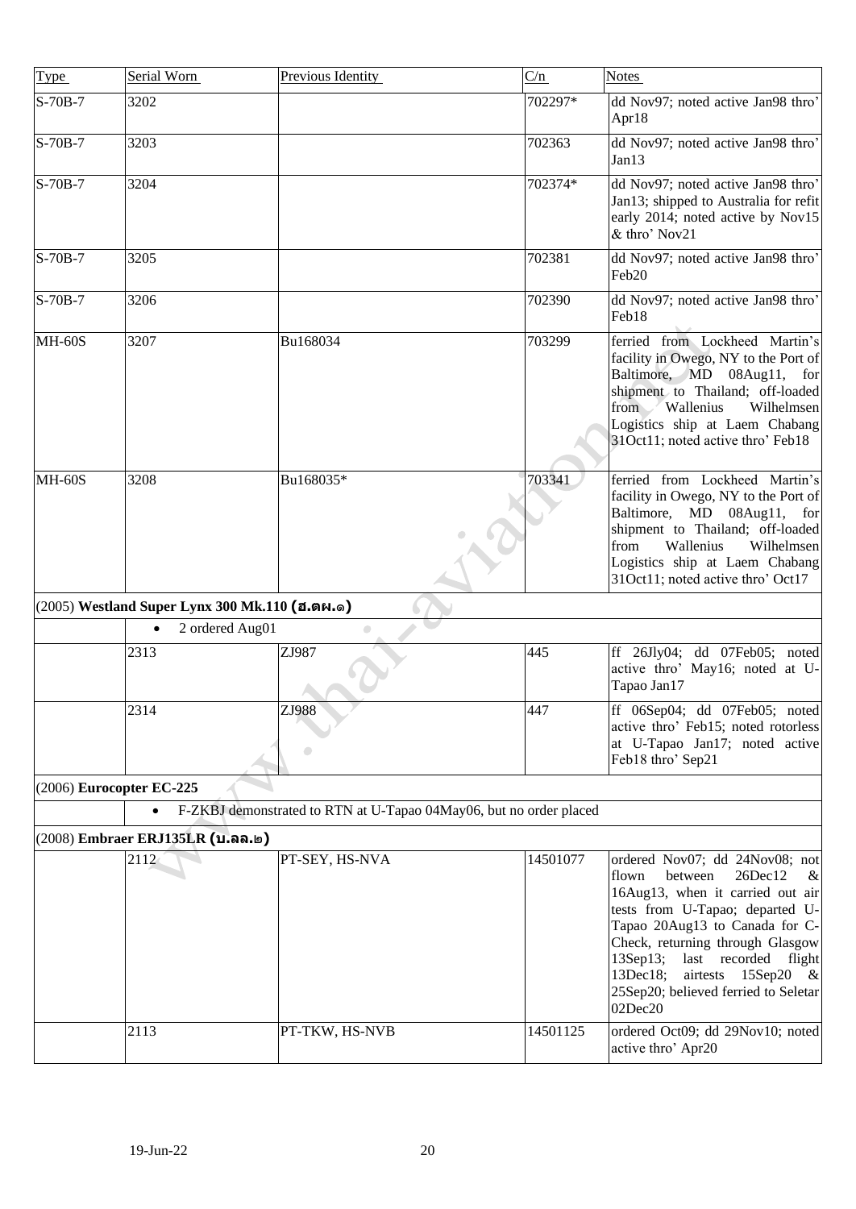| Type | Serial Worn | Previous Identity | C/n | Notes |
|---|---|---|---|---|
| S-70B-7 | 3202 | | 702297* | dd Nov97; noted active Jan98 thro' Apr18 |
| S-70B-7 | 3203 | | 702363 | dd Nov97; noted active Jan98 thro' Jan13 |
| S-70B-7 | 3204 | | 702374* | dd Nov97; noted active Jan98 thro' Jan13; shipped to Australia for refit early 2014; noted active by Nov15 & thro' Nov21 |
| S-70B-7 | 3205 | | 702381 | dd Nov97; noted active Jan98 thro' Feb20 |
| S-70B-7 | 3206 | | 702390 | dd Nov97; noted active Jan98 thro' Feb18 |
| MH-60S | 3207 | Bu168034 | 703299 | ferried from Lockheed Martin's facility in Owego, NY to the Port of Baltimore, MD 08Aug11, for shipment to Thailand; off-loaded from Wallenius Wilhelmsen Logistics ship at Laem Chabang 31Oct11; noted active thro' Feb18 |
| MH-60S | 3208 | Bu168035* | 703341 | ferried from Lockheed Martin's facility in Owego, NY to the Port of Baltimore, MD 08Aug11, for shipment to Thailand; off-loaded from Wallenius Wilhelmsen Logistics ship at Laem Chabang 31Oct11; noted active thro' Oct17 |
| (2005) **Westland Super Lynx 300 Mk.110 (ฮ.ตผ.๑)** | | | | |
| | • 2 ordered Aug01 | | | |
| | 2313 | ZJ987 | 445 | ff 26Jly04; dd 07Feb05; noted active thro' May16; noted at U-Tapao Jan17 |
| | 2314 | ZJ988 | 447 | ff 06Sep04; dd 07Feb05; noted active thro' Feb15; noted rotorless at U-Tapao Jan17; noted active Feb18 thro' Sep21 |
| (2006) **Eurocopter EC-225** | | | | |
| | • F-ZKBJ demonstrated to RTN at U-Tapao 04May06, but no order placed | | | |
| (2008) **Embraer ERJ135LR (บ.ลล.๒)** | | | | |
| | 2112 | PT-SEY, HS-NVA | 14501077 | ordered Nov07; dd 24Nov08; not flown between 26Dec12 & 16Aug13, when it carried out air tests from U-Tapao; departed U-Tapao 20Aug13 to Canada for C-Check, returning through Glasgow 13Sep13; last recorded flight 13Dec18; airtests 15Sep20 & 25Sep20; believed ferried to Seletar 02Dec20 |
| | 2113 | PT-TKW, HS-NVB | 14501125 | ordered Oct09; dd 29Nov10; noted active thro' Apr20 |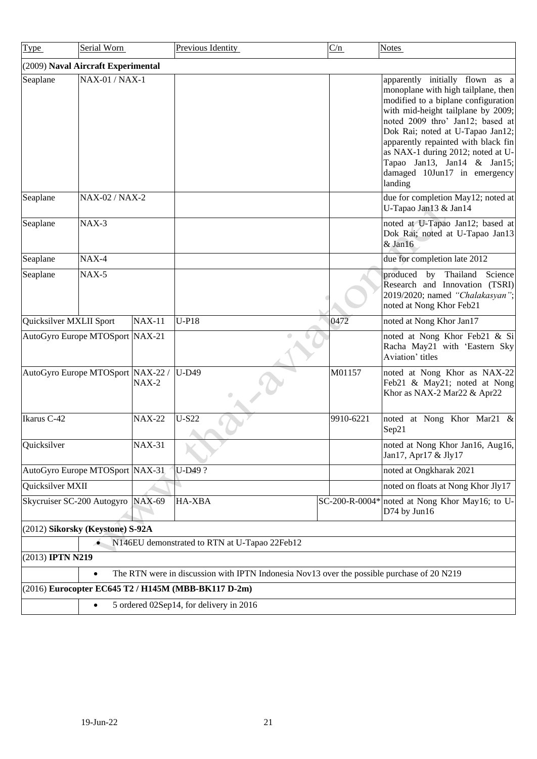| Type | Serial Worn | | Previous Identity | C/n | Notes |
|---|---|---|---|---|---|
| (2009) **Naval Aircraft Experimental** | | | | | |
| Seaplane | NAX-01 / NAX-1 | | | | apparently initially flown as a monoplane with high tailplane, then modified to a biplane configuration with mid-height tailplane by 2009; noted 2009 thro' Jan12; based at Dok Rai; noted at U-Tapao Jan12; apparently repainted with black fin as NAX-1 during 2012; noted at U-Tapao Jan13, Jan14 & Jan15; damaged 10Jun17 in emergency landing |
| Seaplane | NAX-02 / NAX-2 | | | | due for completion May12; noted at U-Tapao Jan13 & Jan14 |
| Seaplane | NAX-3 | | | | noted at U-Tapao Jan12; based at Dok Rai; noted at U-Tapao Jan13 & Jan16 |
| Seaplane | NAX-4 | | | | due for completion late 2012 |
| Seaplane | NAX-5 | | | | produced by Thailand Science Research and Innovation (TSRI) 2019/2020; named *"Chalakasyan"*; noted at Nong Khor Feb21 |
| Quicksilver MXLII Sport | | NAX-11 | U-P18 | 0472 | noted at Nong Khor Jan17 |
| AutoGyro Europe MTOSport | | NAX-21 | | | noted at Nong Khor Feb21 & Si Racha May21 with 'Eastern Sky Aviation' titles |
| AutoGyro Europe MTOSport | | NAX-22 / NAX-2 | U-D49 | M01157 | noted at Nong Khor as NAX-22 Feb21 & May21; noted at Nong Khor as NAX-2 Mar22 & Apr22 |
| Ikarus C-42 | | NAX-22 | U-S22 | 9910-6221 | noted at Nong Khor Mar21 & Sep21 |
| Quicksilver | | NAX-31 | | | noted at Nong Khor Jan16, Aug16, Jan17, Apr17 & Jly17 |
| AutoGyro Europe MTOSport | | NAX-31 | U-D49 ? | | noted at Ongkharak 2021 |
| Quicksilver MXII | | | | | noted on floats at Nong Khor Jly17 |
| Skycruiser SC-200 Autogyro | | NAX-69 | HA-XBA | SC-200-R-0004* | noted at Nong Khor May16; to U-D74 by Jun16 |
| (2012) **Sikorsky (Keystone) S-92A** | | | | | |
| | • N146EU demonstrated to RTN at U-Tapao 22Feb12 | | | | |
| (2013) **IPTN N219** | | | | | |
| | • The RTN were in discussion with IPTN Indonesia Nov13 over the possible purchase of 20 N219 | | | | |
| (2016) **Eurocopter EC645 T2 / H145M (MBB-BK117 D-2m)** | | | | | |
| | • 5 ordered 02Sep14, for delivery in 2016 | | | | |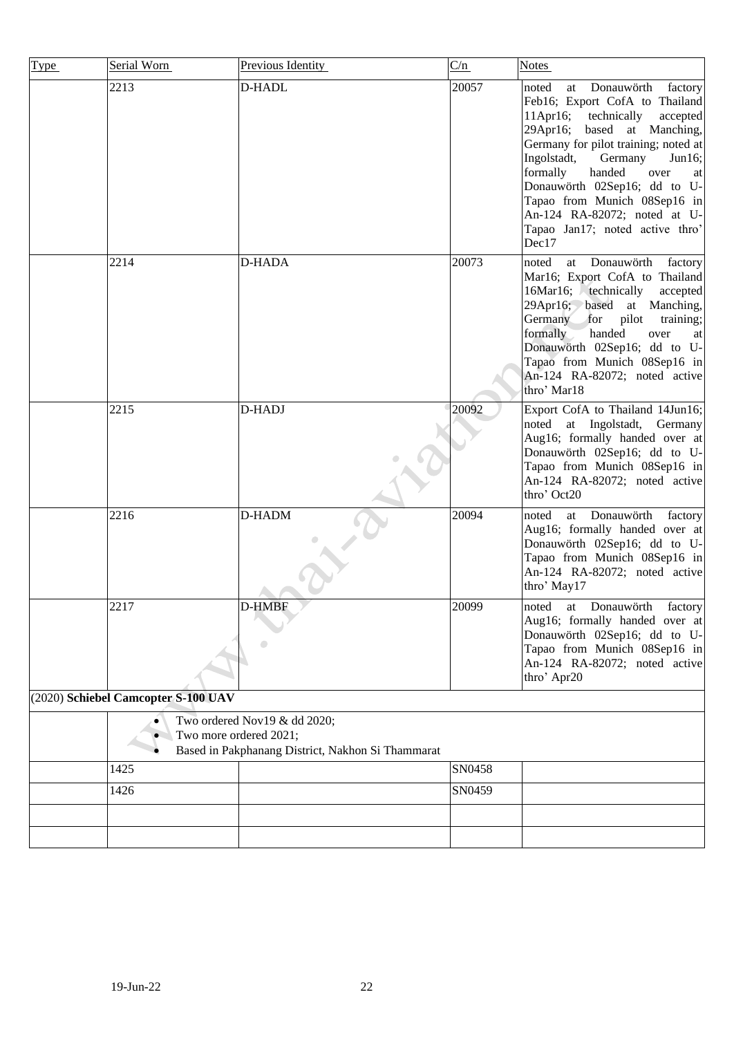| Type | Serial Worn | Previous Identity | C/n | Notes |
|---|---|---|---|---|
| | 2213 | D-HADL | 20057 | noted at Donauwörth factory Feb16; Export CofA to Thailand 11Apr16; technically accepted 29Apr16; based at Manching, Germany for pilot training; noted at Ingolstadt, Germany Jun16; formally handed over at Donauwörth 02Sep16; dd to U-Tapao from Munich 08Sep16 in An-124 RA-82072; noted at U-Tapao Jan17; noted active thro' Dec17 |
| | 2214 | D-HADA | 20073 | noted at Donauwörth factory Mar16; Export CofA to Thailand 16Mar16; technically accepted 29Apr16; based at Manching, Germany for pilot training; formally handed over at Donauwörth 02Sep16; dd to U-Tapao from Munich 08Sep16 in An-124 RA-82072; noted active thro' Mar18 |
| | 2215 | D-HADJ | 20092 | Export CofA to Thailand 14Jun16; noted at Ingolstadt, Germany Aug16; formally handed over at Donauwörth 02Sep16; dd to U-Tapao from Munich 08Sep16 in An-124 RA-82072; noted active thro' Oct20 |
| | 2216 | D-HADM | 20094 | noted at Donauwörth factory Aug16; formally handed over at Donauwörth 02Sep16; dd to U-Tapao from Munich 08Sep16 in An-124 RA-82072; noted active thro' May17 |
| | 2217 | D-HMBF | 20099 | noted at Donauwörth factory Aug16; formally handed over at Donauwörth 02Sep16; dd to U-Tapao from Munich 08Sep16 in An-124 RA-82072; noted active thro' Apr20 |
| (2020) **Schiebel Camcopter S-100 UAV** | | | | |
| | • Two ordered Nov19 & dd 2020;<br>• Two more ordered 2021;<br>• Based in Pakphanang District, Nakhon Si Thammarat | | | |
| | 1425 | | SN0458 | |
| | 1426 | | SN0459 | |
| | | | | |
| | | | | |